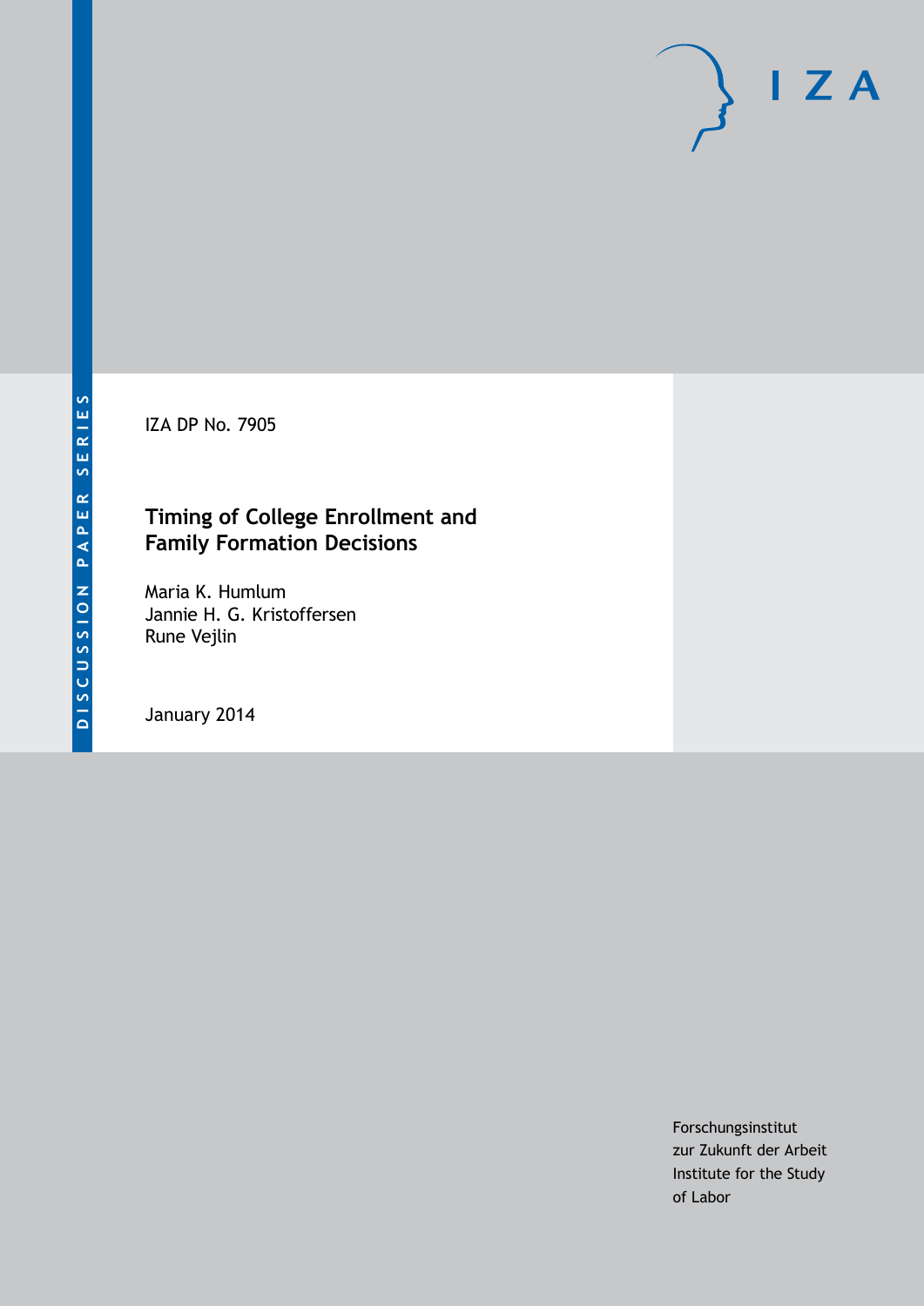DISCUSSION PAPER SERIES

IZA DP No. 7905

# Timing of College Enrollment and Family Formation Decisions

Maria K. Humlum
Jannie H. G. Kristoffersen
Rune Vejlin

January 2014

Forschungsinstitut
zur Zukunft der Arbeit
Institute for the Study
of Labor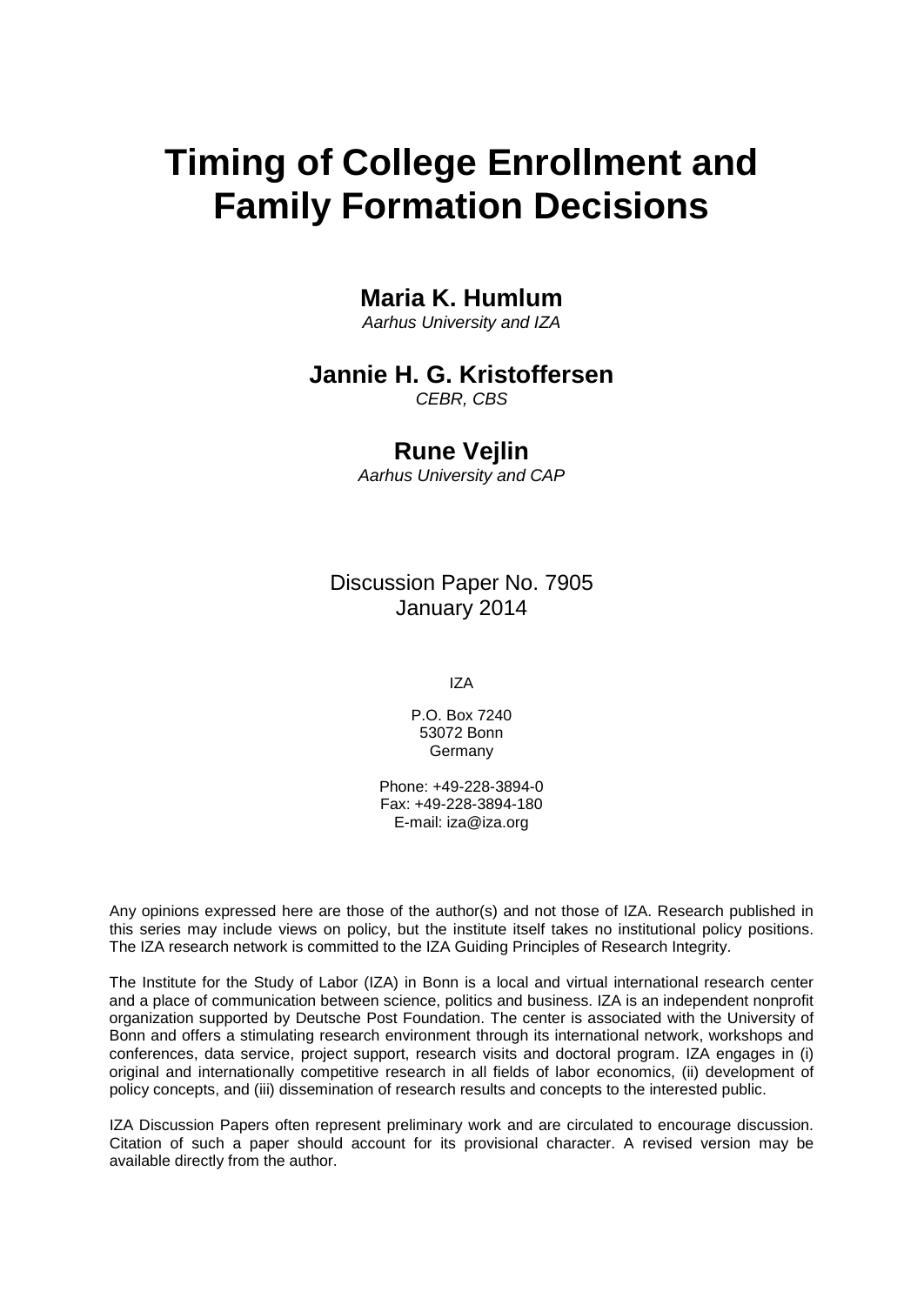# Timing of College Enrollment and Family Formation Decisions

**Maria K. Humlum**
*Aarhus University and IZA*

**Jannie H. G. Kristoffersen**
*CEBR, CBS*

**Rune Vejlin**
*Aarhus University and CAP*

Discussion Paper No. 7905
January 2014

IZA

P.O. Box 7240
53072 Bonn
Germany

Phone: +49-228-3894-0
Fax: +49-228-3894-180
E-mail: iza@iza.org

Any opinions expressed here are those of the author(s) and not those of IZA. Research published in this series may include views on policy, but the institute itself takes no institutional policy positions. The IZA research network is committed to the IZA Guiding Principles of Research Integrity.

The Institute for the Study of Labor (IZA) in Bonn is a local and virtual international research center and a place of communication between science, politics and business. IZA is an independent nonprofit organization supported by Deutsche Post Foundation. The center is associated with the University of Bonn and offers a stimulating research environment through its international network, workshops and conferences, data service, project support, research visits and doctoral program. IZA engages in (i) original and internationally competitive research in all fields of labor economics, (ii) development of policy concepts, and (iii) dissemination of research results and concepts to the interested public.

IZA Discussion Papers often represent preliminary work and are circulated to encourage discussion. Citation of such a paper should account for its provisional character. A revised version may be available directly from the author.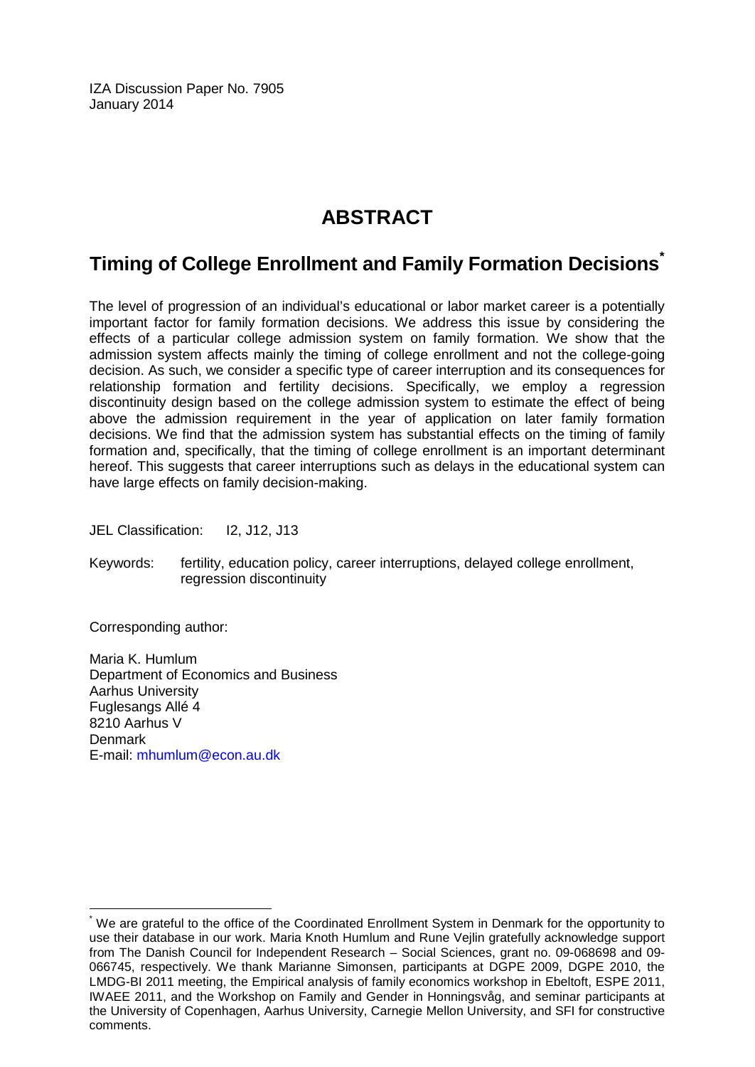IZA Discussion Paper No. 7905
January 2014

# ABSTRACT

## Timing of College Enrollment and Family Formation Decisions*

The level of progression of an individual's educational or labor market career is a potentially important factor for family formation decisions. We address this issue by considering the effects of a particular college admission system on family formation. We show that the admission system affects mainly the timing of college enrollment and not the college-going decision. As such, we consider a specific type of career interruption and its consequences for relationship formation and fertility decisions. Specifically, we employ a regression discontinuity design based on the college admission system to estimate the effect of being above the admission requirement in the year of application on later family formation decisions. We find that the admission system has substantial effects on the timing of family formation and, specifically, that the timing of college enrollment is an important determinant hereof. This suggests that career interruptions such as delays in the educational system can have large effects on family decision-making.

JEL Classification: I2, J12, J13

Keywords: fertility, education policy, career interruptions, delayed college enrollment, regression discontinuity

Corresponding author:

Maria K. Humlum
Department of Economics and Business
Aarhus University
Fuglesangs Allé 4
8210 Aarhus V
Denmark
E-mail: mhumlum@econ.au.dk

* We are grateful to the office of the Coordinated Enrollment System in Denmark for the opportunity to use their database in our work. Maria Knoth Humlum and Rune Vejlin gratefully acknowledge support from The Danish Council for Independent Research – Social Sciences, grant no. 09-068698 and 09-066745, respectively. We thank Marianne Simonsen, participants at DGPE 2009, DGPE 2010, the LMDG-BI 2011 meeting, the Empirical analysis of family economics workshop in Ebeltoft, ESPE 2011, IWAEE 2011, and the Workshop on Family and Gender in Honningsvåg, and seminar participants at the University of Copenhagen, Aarhus University, Carnegie Mellon University, and SFI for constructive comments.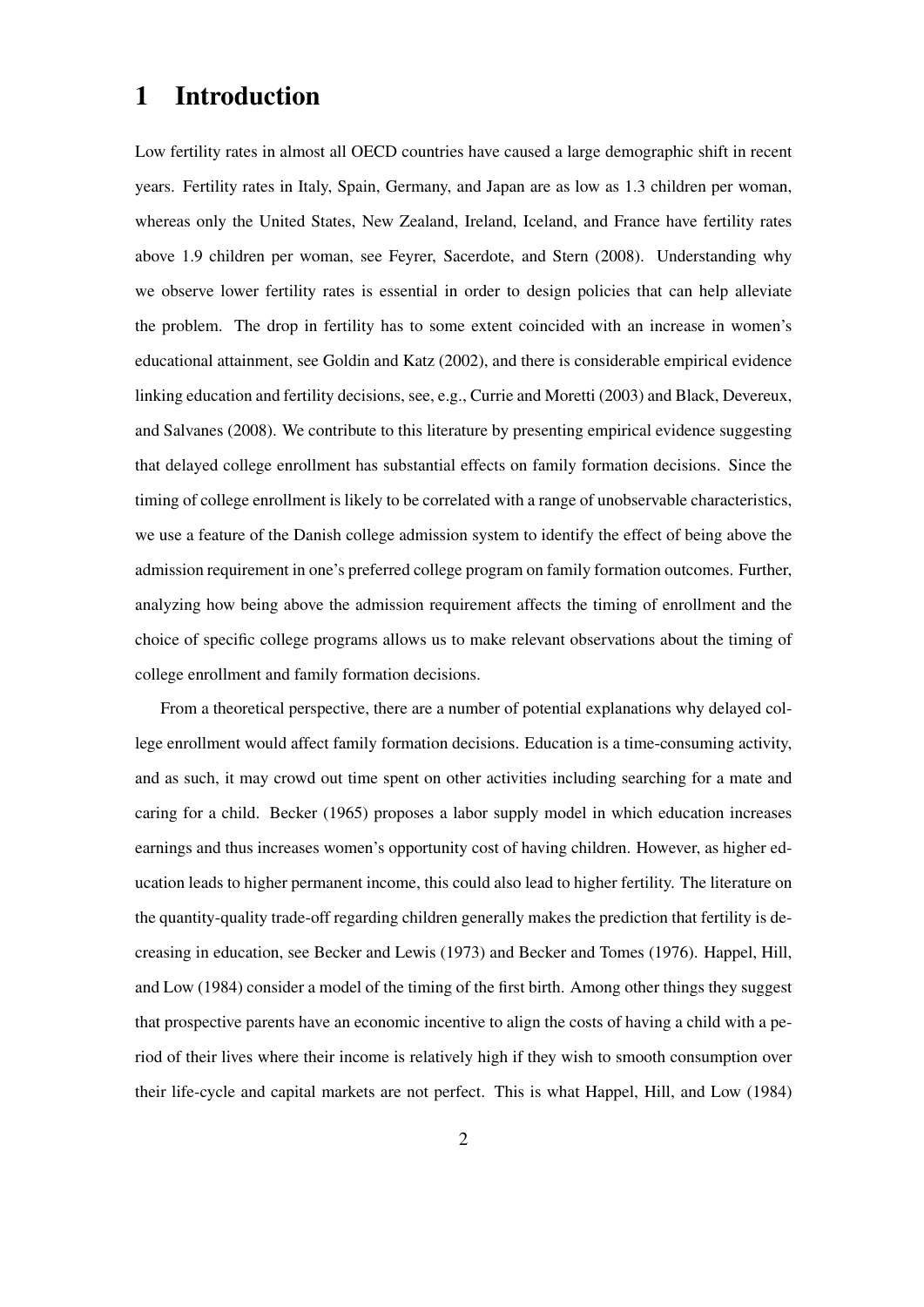# 1 Introduction

Low fertility rates in almost all OECD countries have caused a large demographic shift in recent years. Fertility rates in Italy, Spain, Germany, and Japan are as low as 1.3 children per woman, whereas only the United States, New Zealand, Ireland, Iceland, and France have fertility rates above 1.9 children per woman, see Feyrer, Sacerdote, and Stern (2008). Understanding why we observe lower fertility rates is essential in order to design policies that can help alleviate the problem. The drop in fertility has to some extent coincided with an increase in women's educational attainment, see Goldin and Katz (2002), and there is considerable empirical evidence linking education and fertility decisions, see, e.g., Currie and Moretti (2003) and Black, Devereux, and Salvanes (2008). We contribute to this literature by presenting empirical evidence suggesting that delayed college enrollment has substantial effects on family formation decisions. Since the timing of college enrollment is likely to be correlated with a range of unobservable characteristics, we use a feature of the Danish college admission system to identify the effect of being above the admission requirement in one's preferred college program on family formation outcomes. Further, analyzing how being above the admission requirement affects the timing of enrollment and the choice of specific college programs allows us to make relevant observations about the timing of college enrollment and family formation decisions.

From a theoretical perspective, there are a number of potential explanations why delayed college enrollment would affect family formation decisions. Education is a time-consuming activity, and as such, it may crowd out time spent on other activities including searching for a mate and caring for a child. Becker (1965) proposes a labor supply model in which education increases earnings and thus increases women's opportunity cost of having children. However, as higher education leads to higher permanent income, this could also lead to higher fertility. The literature on the quantity-quality trade-off regarding children generally makes the prediction that fertility is decreasing in education, see Becker and Lewis (1973) and Becker and Tomes (1976). Happel, Hill, and Low (1984) consider a model of the timing of the first birth. Among other things they suggest that prospective parents have an economic incentive to align the costs of having a child with a period of their lives where their income is relatively high if they wish to smooth consumption over their life-cycle and capital markets are not perfect. This is what Happel, Hill, and Low (1984)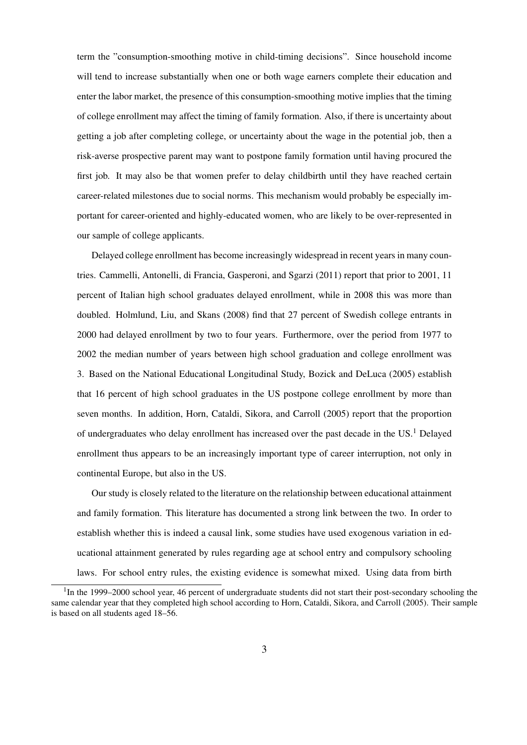term the "consumption-smoothing motive in child-timing decisions". Since household income will tend to increase substantially when one or both wage earners complete their education and enter the labor market, the presence of this consumption-smoothing motive implies that the timing of college enrollment may affect the timing of family formation. Also, if there is uncertainty about getting a job after completing college, or uncertainty about the wage in the potential job, then a risk-averse prospective parent may want to postpone family formation until having procured the first job. It may also be that women prefer to delay childbirth until they have reached certain career-related milestones due to social norms. This mechanism would probably be especially important for career-oriented and highly-educated women, who are likely to be over-represented in our sample of college applicants.

Delayed college enrollment has become increasingly widespread in recent years in many countries. Cammelli, Antonelli, di Francia, Gasperoni, and Sgarzi (2011) report that prior to 2001, 11 percent of Italian high school graduates delayed enrollment, while in 2008 this was more than doubled. Holmlund, Liu, and Skans (2008) find that 27 percent of Swedish college entrants in 2000 had delayed enrollment by two to four years. Furthermore, over the period from 1977 to 2002 the median number of years between high school graduation and college enrollment was 3. Based on the National Educational Longitudinal Study, Bozick and DeLuca (2005) establish that 16 percent of high school graduates in the US postpone college enrollment by more than seven months. In addition, Horn, Cataldi, Sikora, and Carroll (2005) report that the proportion of undergraduates who delay enrollment has increased over the past decade in the US.[1] Delayed enrollment thus appears to be an increasingly important type of career interruption, not only in continental Europe, but also in the US.

Our study is closely related to the literature on the relationship between educational attainment and family formation. This literature has documented a strong link between the two. In order to establish whether this is indeed a causal link, some studies have used exogenous variation in educational attainment generated by rules regarding age at school entry and compulsory schooling laws. For school entry rules, the existing evidence is somewhat mixed. Using data from birth

[1] In the 1999–2000 school year, 46 percent of undergraduate students did not start their post-secondary schooling the same calendar year that they completed high school according to Horn, Cataldi, Sikora, and Carroll (2005). Their sample is based on all students aged 18–56.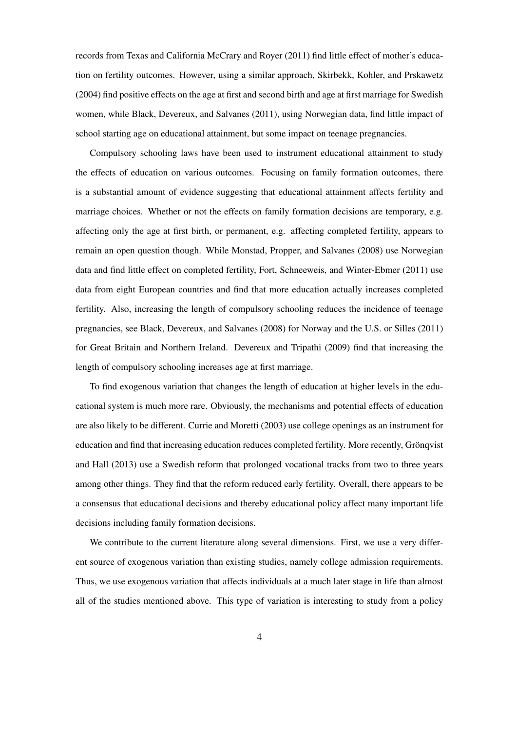records from Texas and California McCrary and Royer (2011) find little effect of mother's education on fertility outcomes. However, using a similar approach, Skirbekk, Kohler, and Prskawetz (2004) find positive effects on the age at first and second birth and age at first marriage for Swedish women, while Black, Devereux, and Salvanes (2011), using Norwegian data, find little impact of school starting age on educational attainment, but some impact on teenage pregnancies.

Compulsory schooling laws have been used to instrument educational attainment to study the effects of education on various outcomes. Focusing on family formation outcomes, there is a substantial amount of evidence suggesting that educational attainment affects fertility and marriage choices. Whether or not the effects on family formation decisions are temporary, e.g. affecting only the age at first birth, or permanent, e.g. affecting completed fertility, appears to remain an open question though. While Monstad, Propper, and Salvanes (2008) use Norwegian data and find little effect on completed fertility, Fort, Schneeweis, and Winter-Ebmer (2011) use data from eight European countries and find that more education actually increases completed fertility. Also, increasing the length of compulsory schooling reduces the incidence of teenage pregnancies, see Black, Devereux, and Salvanes (2008) for Norway and the U.S. or Silles (2011) for Great Britain and Northern Ireland. Devereux and Tripathi (2009) find that increasing the length of compulsory schooling increases age at first marriage.

To find exogenous variation that changes the length of education at higher levels in the educational system is much more rare. Obviously, the mechanisms and potential effects of education are also likely to be different. Currie and Moretti (2003) use college openings as an instrument for education and find that increasing education reduces completed fertility. More recently, Grönqvist and Hall (2013) use a Swedish reform that prolonged vocational tracks from two to three years among other things. They find that the reform reduced early fertility. Overall, there appears to be a consensus that educational decisions and thereby educational policy affect many important life decisions including family formation decisions.

We contribute to the current literature along several dimensions. First, we use a very different source of exogenous variation than existing studies, namely college admission requirements. Thus, we use exogenous variation that affects individuals at a much later stage in life than almost all of the studies mentioned above. This type of variation is interesting to study from a policy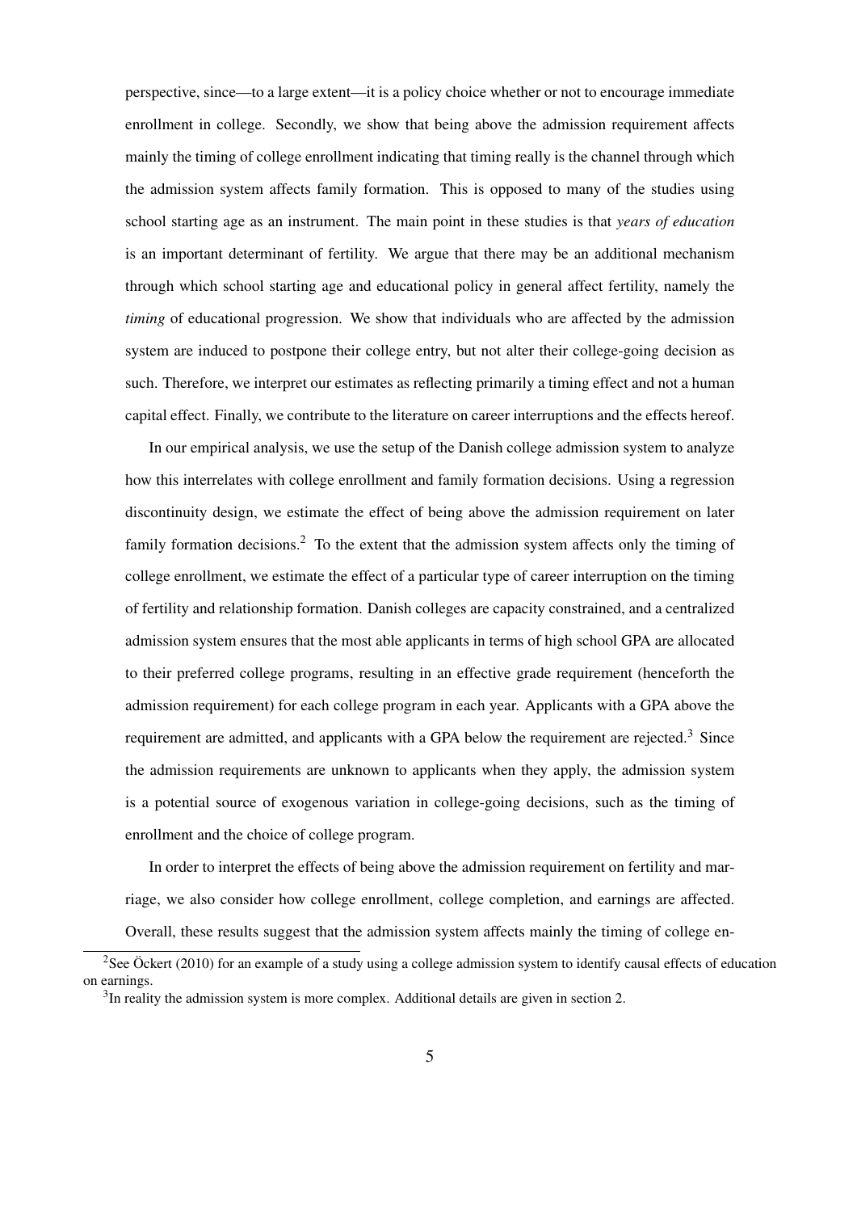perspective, since—to a large extent—it is a policy choice whether or not to encourage immediate enrollment in college. Secondly, we show that being above the admission requirement affects mainly the timing of college enrollment indicating that timing really is the channel through which the admission system affects family formation. This is opposed to many of the studies using school starting age as an instrument. The main point in these studies is that *years of education* is an important determinant of fertility. We argue that there may be an additional mechanism through which school starting age and educational policy in general affect fertility, namely the *timing* of educational progression. We show that individuals who are affected by the admission system are induced to postpone their college entry, but not alter their college-going decision as such. Therefore, we interpret our estimates as reflecting primarily a timing effect and not a human capital effect. Finally, we contribute to the literature on career interruptions and the effects hereof.

In our empirical analysis, we use the setup of the Danish college admission system to analyze how this interrelates with college enrollment and family formation decisions. Using a regression discontinuity design, we estimate the effect of being above the admission requirement on later family formation decisions.[2] To the extent that the admission system affects only the timing of college enrollment, we estimate the effect of a particular type of career interruption on the timing of fertility and relationship formation. Danish colleges are capacity constrained, and a centralized admission system ensures that the most able applicants in terms of high school GPA are allocated to their preferred college programs, resulting in an effective grade requirement (henceforth the admission requirement) for each college program in each year. Applicants with a GPA above the requirement are admitted, and applicants with a GPA below the requirement are rejected.[3] Since the admission requirements are unknown to applicants when they apply, the admission system is a potential source of exogenous variation in college-going decisions, such as the timing of enrollment and the choice of college program.

In order to interpret the effects of being above the admission requirement on fertility and marriage, we also consider how college enrollment, college completion, and earnings are affected. Overall, these results suggest that the admission system affects mainly the timing of college en-

[2] See Öckert (2010) for an example of a study using a college admission system to identify causal effects of education on earnings.

[3] In reality the admission system is more complex. Additional details are given in section 2.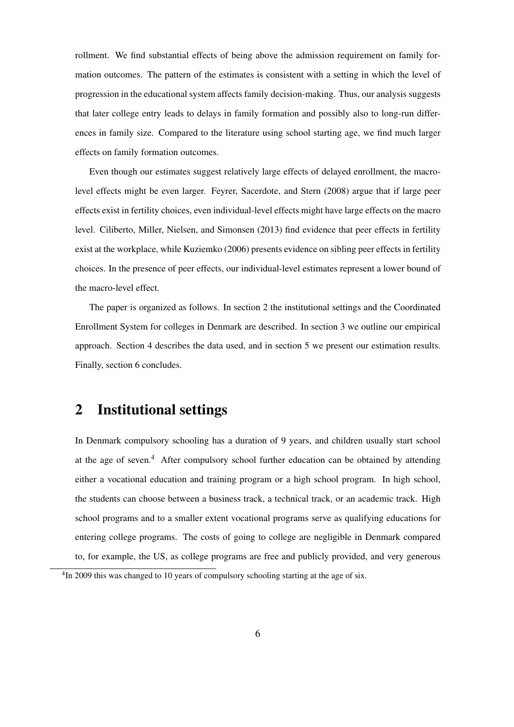rollment. We find substantial effects of being above the admission requirement on family formation outcomes. The pattern of the estimates is consistent with a setting in which the level of progression in the educational system affects family decision-making. Thus, our analysis suggests that later college entry leads to delays in family formation and possibly also to long-run differences in family size. Compared to the literature using school starting age, we find much larger effects on family formation outcomes.

Even though our estimates suggest relatively large effects of delayed enrollment, the macro-level effects might be even larger. Feyrer, Sacerdote, and Stern (2008) argue that if large peer effects exist in fertility choices, even individual-level effects might have large effects on the macro level. Ciliberto, Miller, Nielsen, and Simonsen (2013) find evidence that peer effects in fertility exist at the workplace, while Kuziemko (2006) presents evidence on sibling peer effects in fertility choices. In the presence of peer effects, our individual-level estimates represent a lower bound of the macro-level effect.

The paper is organized as follows. In section 2 the institutional settings and the Coordinated Enrollment System for colleges in Denmark are described. In section 3 we outline our empirical approach. Section 4 describes the data used, and in section 5 we present our estimation results. Finally, section 6 concludes.

## 2 Institutional settings

In Denmark compulsory schooling has a duration of 9 years, and children usually start school at the age of seven.[4] After compulsory school further education can be obtained by attending either a vocational education and training program or a high school program. In high school, the students can choose between a business track, a technical track, or an academic track. High school programs and to a smaller extent vocational programs serve as qualifying educations for entering college programs. The costs of going to college are negligible in Denmark compared to, for example, the US, as college programs are free and publicly provided, and very generous

[4] In 2009 this was changed to 10 years of compulsory schooling starting at the age of six.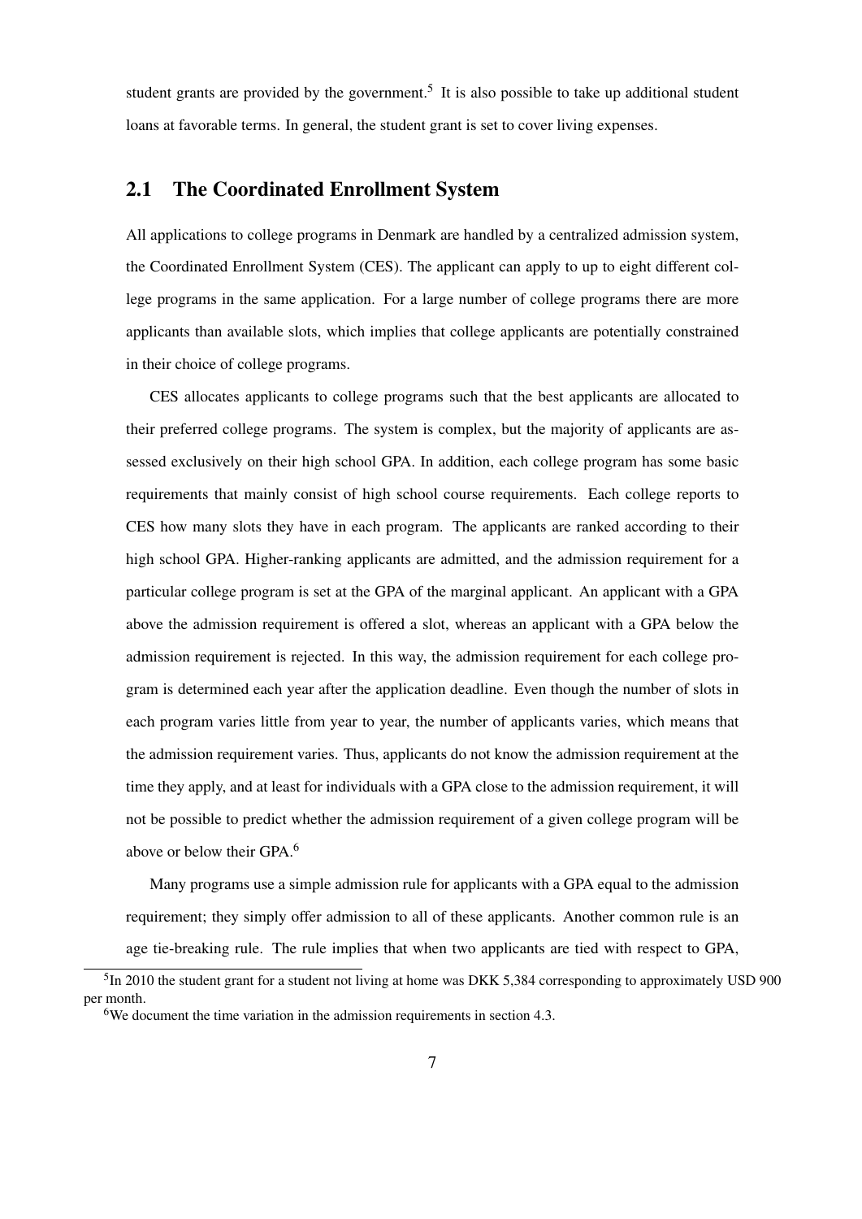student grants are provided by the government.[5] It is also possible to take up additional student loans at favorable terms. In general, the student grant is set to cover living expenses.

## 2.1 The Coordinated Enrollment System

All applications to college programs in Denmark are handled by a centralized admission system, the Coordinated Enrollment System (CES). The applicant can apply to up to eight different college programs in the same application. For a large number of college programs there are more applicants than available slots, which implies that college applicants are potentially constrained in their choice of college programs.

CES allocates applicants to college programs such that the best applicants are allocated to their preferred college programs. The system is complex, but the majority of applicants are assessed exclusively on their high school GPA. In addition, each college program has some basic requirements that mainly consist of high school course requirements. Each college reports to CES how many slots they have in each program. The applicants are ranked according to their high school GPA. Higher-ranking applicants are admitted, and the admission requirement for a particular college program is set at the GPA of the marginal applicant. An applicant with a GPA above the admission requirement is offered a slot, whereas an applicant with a GPA below the admission requirement is rejected. In this way, the admission requirement for each college program is determined each year after the application deadline. Even though the number of slots in each program varies little from year to year, the number of applicants varies, which means that the admission requirement varies. Thus, applicants do not know the admission requirement at the time they apply, and at least for individuals with a GPA close to the admission requirement, it will not be possible to predict whether the admission requirement of a given college program will be above or below their GPA.[6]

Many programs use a simple admission rule for applicants with a GPA equal to the admission requirement; they simply offer admission to all of these applicants. Another common rule is an age tie-breaking rule. The rule implies that when two applicants are tied with respect to GPA,

[5] In 2010 the student grant for a student not living at home was DKK 5,384 corresponding to approximately USD 900 per month.

[6] We document the time variation in the admission requirements in section 4.3.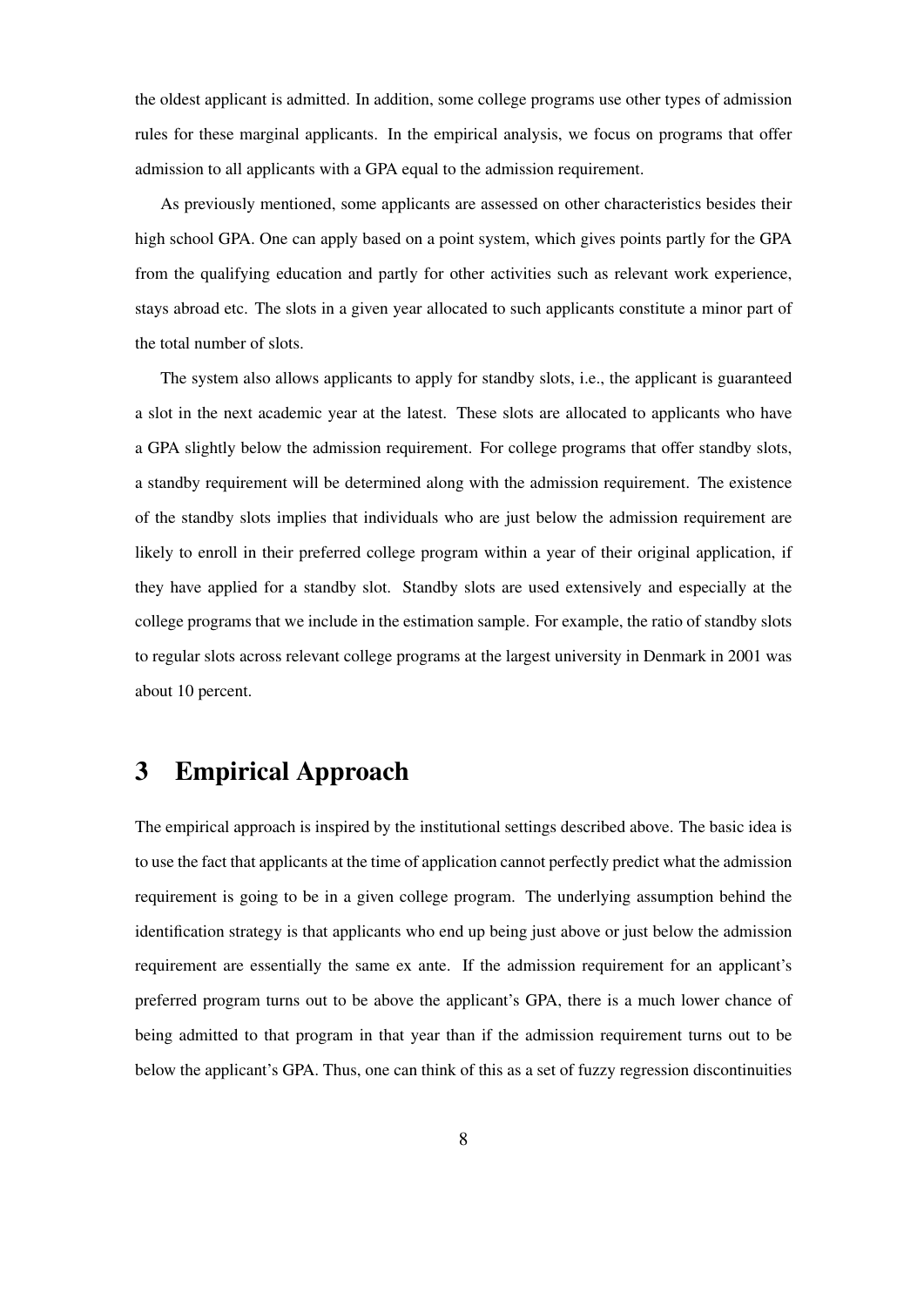the oldest applicant is admitted. In addition, some college programs use other types of admission rules for these marginal applicants. In the empirical analysis, we focus on programs that offer admission to all applicants with a GPA equal to the admission requirement.

As previously mentioned, some applicants are assessed on other characteristics besides their high school GPA. One can apply based on a point system, which gives points partly for the GPA from the qualifying education and partly for other activities such as relevant work experience, stays abroad etc. The slots in a given year allocated to such applicants constitute a minor part of the total number of slots.

The system also allows applicants to apply for standby slots, i.e., the applicant is guaranteed a slot in the next academic year at the latest. These slots are allocated to applicants who have a GPA slightly below the admission requirement. For college programs that offer standby slots, a standby requirement will be determined along with the admission requirement. The existence of the standby slots implies that individuals who are just below the admission requirement are likely to enroll in their preferred college program within a year of their original application, if they have applied for a standby slot. Standby slots are used extensively and especially at the college programs that we include in the estimation sample. For example, the ratio of standby slots to regular slots across relevant college programs at the largest university in Denmark in 2001 was about 10 percent.

# 3 Empirical Approach

The empirical approach is inspired by the institutional settings described above. The basic idea is to use the fact that applicants at the time of application cannot perfectly predict what the admission requirement is going to be in a given college program. The underlying assumption behind the identification strategy is that applicants who end up being just above or just below the admission requirement are essentially the same ex ante. If the admission requirement for an applicant's preferred program turns out to be above the applicant's GPA, there is a much lower chance of being admitted to that program in that year than if the admission requirement turns out to be below the applicant's GPA. Thus, one can think of this as a set of fuzzy regression discontinuities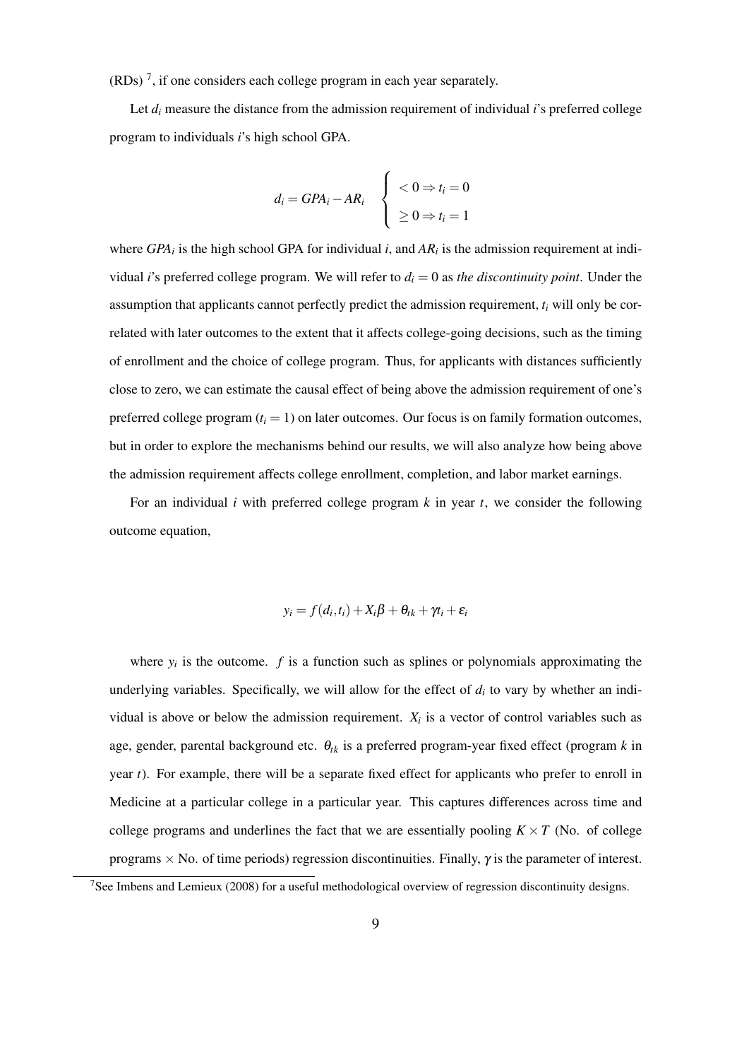(RDs) [7], if one considers each college program in each year separately.

Let $d_i$ measure the distance from the admission requirement of individual $i$'s preferred college program to individuals $i$'s high school GPA.

$$d_i = GPA_i - AR_i \quad \begin{cases} < 0 \Rightarrow t_i = 0 \\ \geq 0 \Rightarrow t_i = 1 \end{cases}$$

where $GPA_i$ is the high school GPA for individual $i$, and $AR_i$ is the admission requirement at individual $i$'s preferred college program. We will refer to $d_i = 0$ as *the discontinuity point*. Under the assumption that applicants cannot perfectly predict the admission requirement, $t_i$ will only be correlated with later outcomes to the extent that it affects college-going decisions, such as the timing of enrollment and the choice of college program. Thus, for applicants with distances sufficiently close to zero, we can estimate the causal effect of being above the admission requirement of one's preferred college program ($t_i = 1$) on later outcomes. Our focus is on family formation outcomes, but in order to explore the mechanisms behind our results, we will also analyze how being above the admission requirement affects college enrollment, completion, and labor market earnings.

For an individual $i$ with preferred college program $k$ in year $t$, we consider the following outcome equation,

$$y_i = f(d_i, t_i) + X_i\beta + \theta_{tk} + \gamma t_i + \varepsilon_i$$

where $y_i$ is the outcome. $f$ is a function such as splines or polynomials approximating the underlying variables. Specifically, we will allow for the effect of $d_i$ to vary by whether an individual is above or below the admission requirement. $X_i$ is a vector of control variables such as age, gender, parental background etc. $\theta_{tk}$ is a preferred program-year fixed effect (program $k$ in year $t$). For example, there will be a separate fixed effect for applicants who prefer to enroll in Medicine at a particular college in a particular year. This captures differences across time and college programs and underlines the fact that we are essentially pooling $K \times T$ (No. of college programs $\times$ No. of time periods) regression discontinuities. Finally, $\gamma$ is the parameter of interest.

[7] See Imbens and Lemieux (2008) for a useful methodological overview of regression discontinuity designs.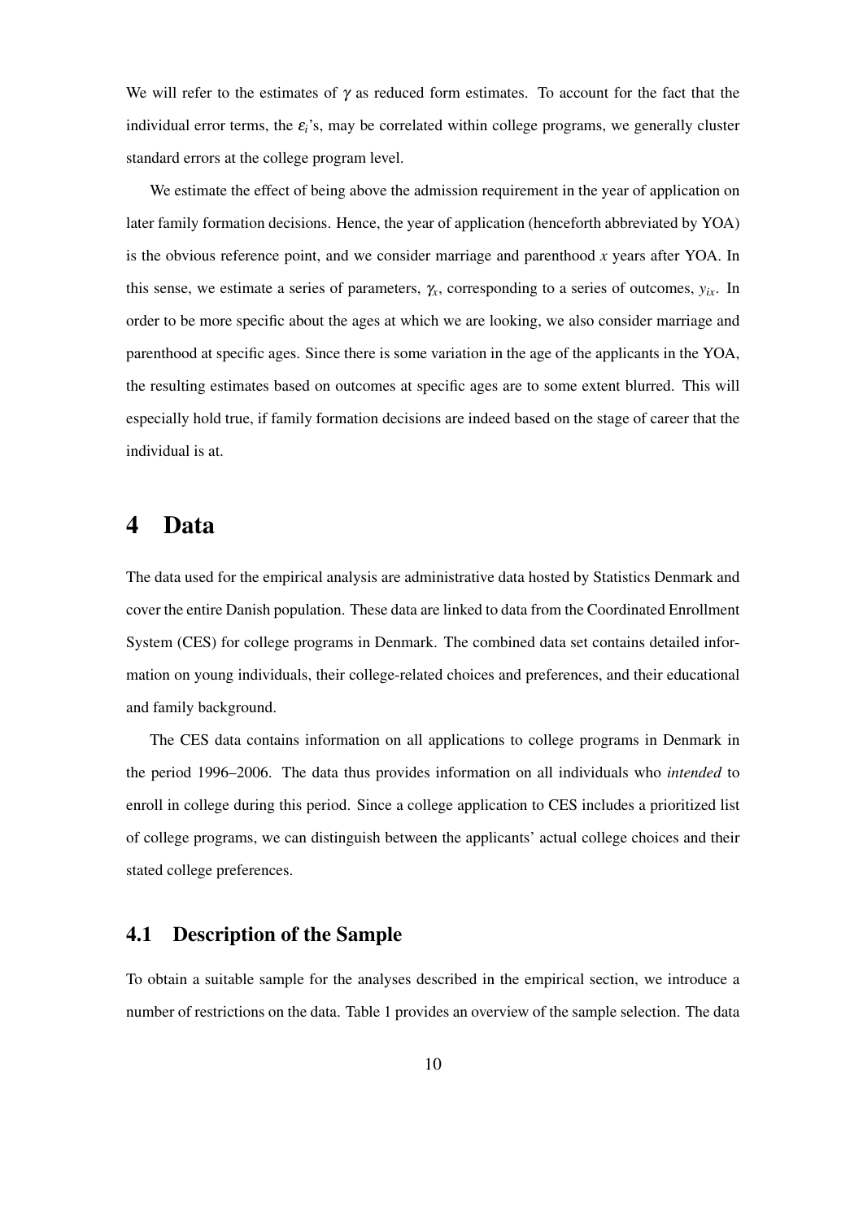We will refer to the estimates of $\gamma$ as reduced form estimates. To account for the fact that the individual error terms, the $\varepsilon_i$'s, may be correlated within college programs, we generally cluster standard errors at the college program level.

We estimate the effect of being above the admission requirement in the year of application on later family formation decisions. Hence, the year of application (henceforth abbreviated by YOA) is the obvious reference point, and we consider marriage and parenthood $x$ years after YOA. In this sense, we estimate a series of parameters, $\gamma_x$, corresponding to a series of outcomes, $y_{ix}$. In order to be more specific about the ages at which we are looking, we also consider marriage and parenthood at specific ages. Since there is some variation in the age of the applicants in the YOA, the resulting estimates based on outcomes at specific ages are to some extent blurred. This will especially hold true, if family formation decisions are indeed based on the stage of career that the individual is at.

# 4 Data

The data used for the empirical analysis are administrative data hosted by Statistics Denmark and cover the entire Danish population. These data are linked to data from the Coordinated Enrollment System (CES) for college programs in Denmark. The combined data set contains detailed information on young individuals, their college-related choices and preferences, and their educational and family background.

The CES data contains information on all applications to college programs in Denmark in the period 1996–2006. The data thus provides information on all individuals who *intended* to enroll in college during this period. Since a college application to CES includes a prioritized list of college programs, we can distinguish between the applicants' actual college choices and their stated college preferences.

## 4.1 Description of the Sample

To obtain a suitable sample for the analyses described in the empirical section, we introduce a number of restrictions on the data. Table 1 provides an overview of the sample selection. The data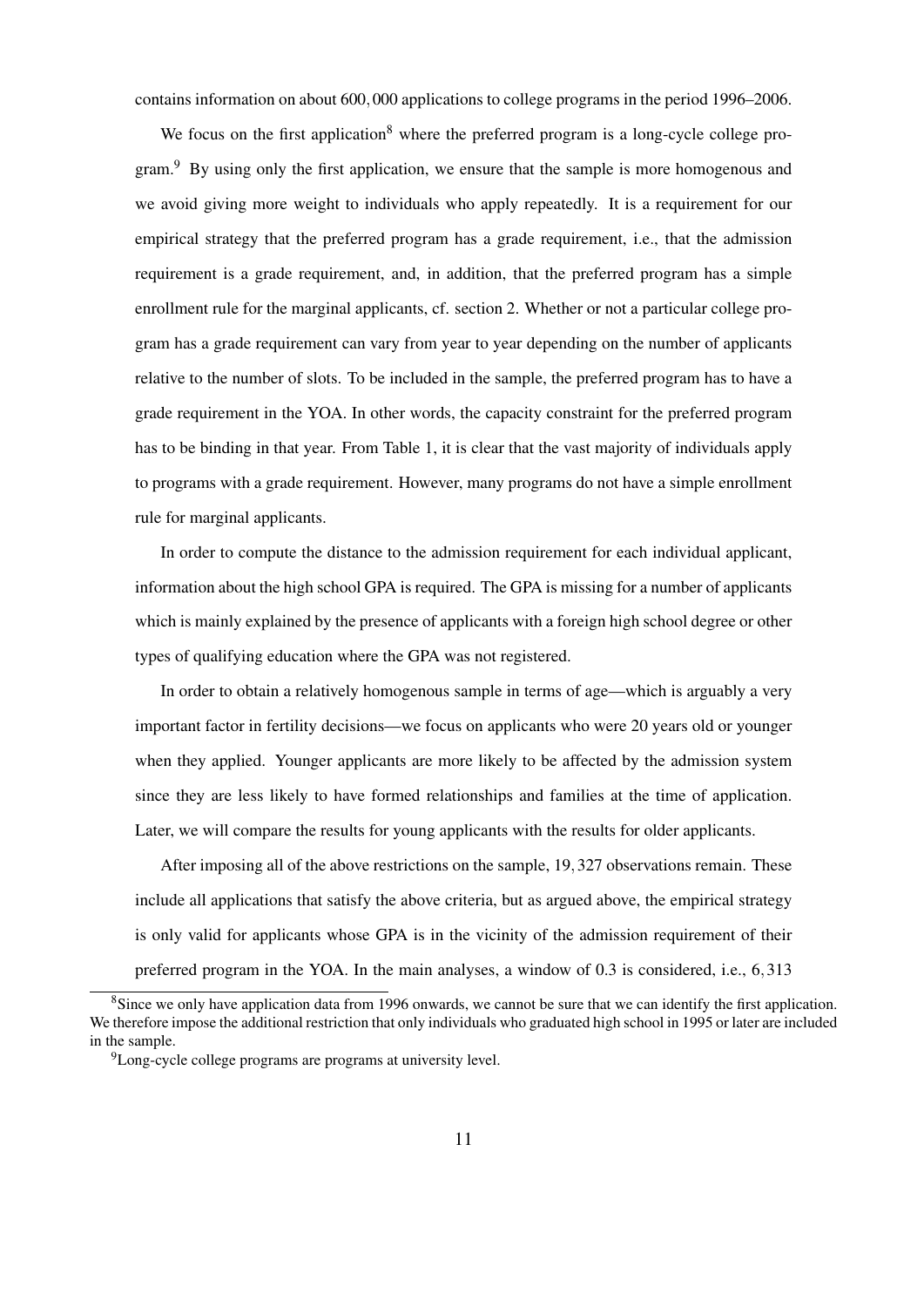contains information on about 600,000 applications to college programs in the period 1996–2006.

We focus on the first application[8] where the preferred program is a long-cycle college program.[9] By using only the first application, we ensure that the sample is more homogenous and we avoid giving more weight to individuals who apply repeatedly. It is a requirement for our empirical strategy that the preferred program has a grade requirement, i.e., that the admission requirement is a grade requirement, and, in addition, that the preferred program has a simple enrollment rule for the marginal applicants, cf. section 2. Whether or not a particular college program has a grade requirement can vary from year to year depending on the number of applicants relative to the number of slots. To be included in the sample, the preferred program has to have a grade requirement in the YOA. In other words, the capacity constraint for the preferred program has to be binding in that year. From Table 1, it is clear that the vast majority of individuals apply to programs with a grade requirement. However, many programs do not have a simple enrollment rule for marginal applicants.

In order to compute the distance to the admission requirement for each individual applicant, information about the high school GPA is required. The GPA is missing for a number of applicants which is mainly explained by the presence of applicants with a foreign high school degree or other types of qualifying education where the GPA was not registered.

In order to obtain a relatively homogenous sample in terms of age—which is arguably a very important factor in fertility decisions—we focus on applicants who were 20 years old or younger when they applied. Younger applicants are more likely to be affected by the admission system since they are less likely to have formed relationships and families at the time of application. Later, we will compare the results for young applicants with the results for older applicants.

After imposing all of the above restrictions on the sample, 19,327 observations remain. These include all applications that satisfy the above criteria, but as argued above, the empirical strategy is only valid for applicants whose GPA is in the vicinity of the admission requirement of their preferred program in the YOA. In the main analyses, a window of 0.3 is considered, i.e., 6,313

[8] Since we only have application data from 1996 onwards, we cannot be sure that we can identify the first application. We therefore impose the additional restriction that only individuals who graduated high school in 1995 or later are included in the sample.

[9] Long-cycle college programs are programs at university level.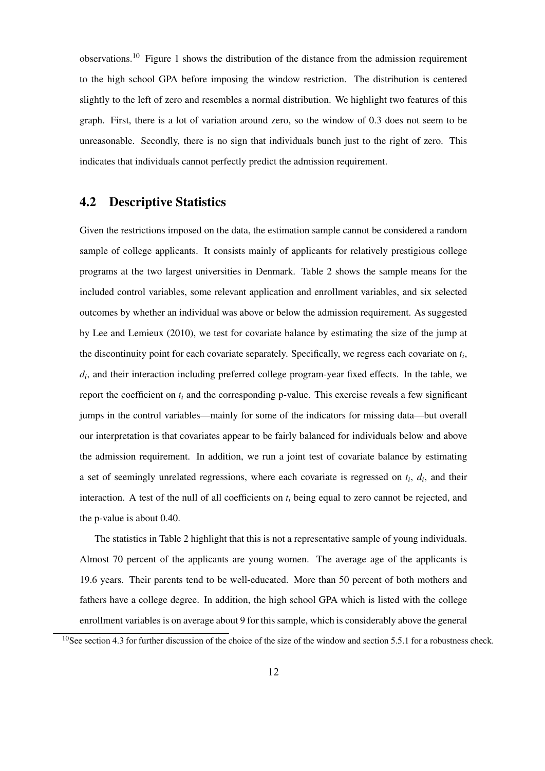observations.[10] Figure 1 shows the distribution of the distance from the admission requirement to the high school GPA before imposing the window restriction. The distribution is centered slightly to the left of zero and resembles a normal distribution. We highlight two features of this graph. First, there is a lot of variation around zero, so the window of 0.3 does not seem to be unreasonable. Secondly, there is no sign that individuals bunch just to the right of zero. This indicates that individuals cannot perfectly predict the admission requirement.

## 4.2 Descriptive Statistics

Given the restrictions imposed on the data, the estimation sample cannot be considered a random sample of college applicants. It consists mainly of applicants for relatively prestigious college programs at the two largest universities in Denmark. Table 2 shows the sample means for the included control variables, some relevant application and enrollment variables, and six selected outcomes by whether an individual was above or below the admission requirement. As suggested by Lee and Lemieux (2010), we test for covariate balance by estimating the size of the jump at the discontinuity point for each covariate separately. Specifically, we regress each covariate on $t_i$, $d_i$, and their interaction including preferred college program-year fixed effects. In the table, we report the coefficient on $t_i$ and the corresponding p-value. This exercise reveals a few significant jumps in the control variables—mainly for some of the indicators for missing data—but overall our interpretation is that covariates appear to be fairly balanced for individuals below and above the admission requirement. In addition, we run a joint test of covariate balance by estimating a set of seemingly unrelated regressions, where each covariate is regressed on $t_i$, $d_i$, and their interaction. A test of the null of all coefficients on $t_i$ being equal to zero cannot be rejected, and the p-value is about 0.40.

The statistics in Table 2 highlight that this is not a representative sample of young individuals. Almost 70 percent of the applicants are young women. The average age of the applicants is 19.6 years. Their parents tend to be well-educated. More than 50 percent of both mothers and fathers have a college degree. In addition, the high school GPA which is listed with the college enrollment variables is on average about 9 for this sample, which is considerably above the general

[10] See section 4.3 for further discussion of the choice of the size of the window and section 5.5.1 for a robustness check.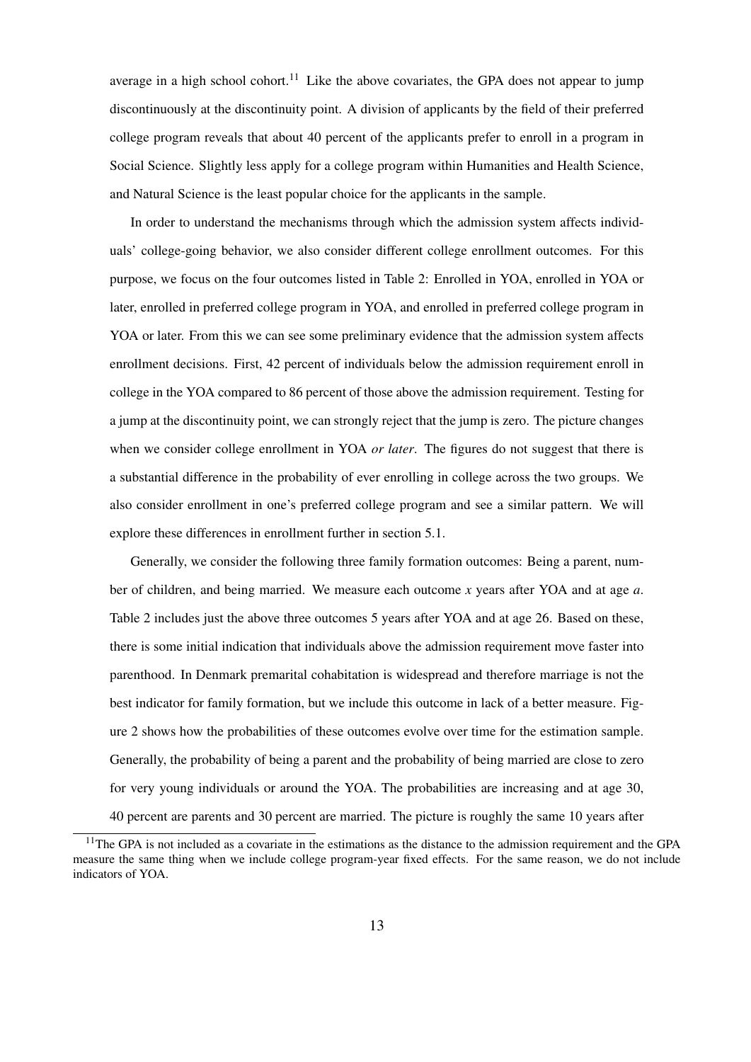average in a high school cohort.[11] Like the above covariates, the GPA does not appear to jump discontinuously at the discontinuity point. A division of applicants by the field of their preferred college program reveals that about 40 percent of the applicants prefer to enroll in a program in Social Science. Slightly less apply for a college program within Humanities and Health Science, and Natural Science is the least popular choice for the applicants in the sample.

In order to understand the mechanisms through which the admission system affects individuals' college-going behavior, we also consider different college enrollment outcomes. For this purpose, we focus on the four outcomes listed in Table 2: Enrolled in YOA, enrolled in YOA or later, enrolled in preferred college program in YOA, and enrolled in preferred college program in YOA or later. From this we can see some preliminary evidence that the admission system affects enrollment decisions. First, 42 percent of individuals below the admission requirement enroll in college in the YOA compared to 86 percent of those above the admission requirement. Testing for a jump at the discontinuity point, we can strongly reject that the jump is zero. The picture changes when we consider college enrollment in YOA *or later*. The figures do not suggest that there is a substantial difference in the probability of ever enrolling in college across the two groups. We also consider enrollment in one's preferred college program and see a similar pattern. We will explore these differences in enrollment further in section 5.1.

Generally, we consider the following three family formation outcomes: Being a parent, number of children, and being married. We measure each outcome $x$ years after YOA and at age $a$. Table 2 includes just the above three outcomes 5 years after YOA and at age 26. Based on these, there is some initial indication that individuals above the admission requirement move faster into parenthood. In Denmark premarital cohabitation is widespread and therefore marriage is not the best indicator for family formation, but we include this outcome in lack of a better measure. Figure 2 shows how the probabilities of these outcomes evolve over time for the estimation sample. Generally, the probability of being a parent and the probability of being married are close to zero for very young individuals or around the YOA. The probabilities are increasing and at age 30, 40 percent are parents and 30 percent are married. The picture is roughly the same 10 years after

[11] The GPA is not included as a covariate in the estimations as the distance to the admission requirement and the GPA measure the same thing when we include college program-year fixed effects. For the same reason, we do not include indicators of YOA.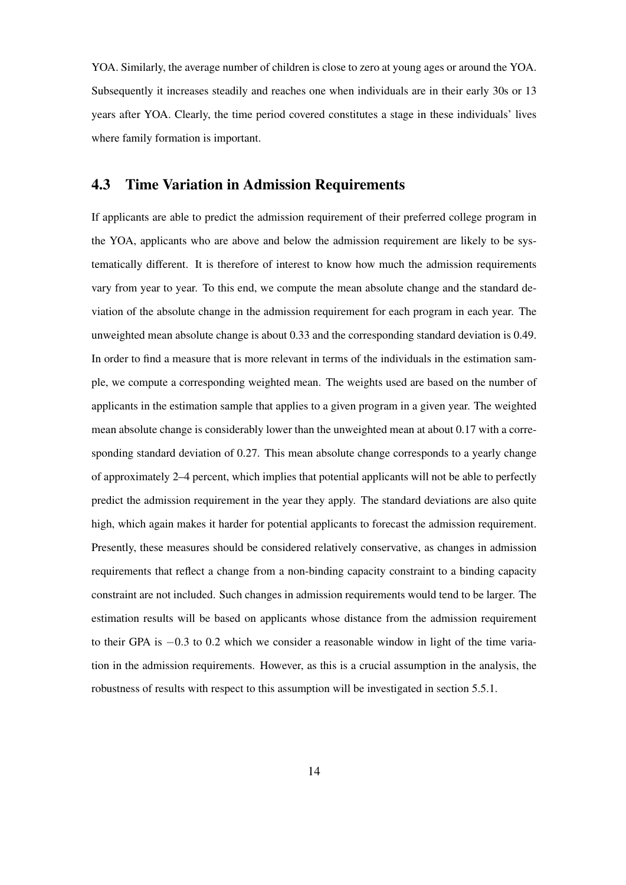YOA. Similarly, the average number of children is close to zero at young ages or around the YOA. Subsequently it increases steadily and reaches one when individuals are in their early 30s or 13 years after YOA. Clearly, the time period covered constitutes a stage in these individuals' lives where family formation is important.

## 4.3 Time Variation in Admission Requirements

If applicants are able to predict the admission requirement of their preferred college program in the YOA, applicants who are above and below the admission requirement are likely to be systematically different. It is therefore of interest to know how much the admission requirements vary from year to year. To this end, we compute the mean absolute change and the standard deviation of the absolute change in the admission requirement for each program in each year. The unweighted mean absolute change is about 0.33 and the corresponding standard deviation is 0.49. In order to find a measure that is more relevant in terms of the individuals in the estimation sample, we compute a corresponding weighted mean. The weights used are based on the number of applicants in the estimation sample that applies to a given program in a given year. The weighted mean absolute change is considerably lower than the unweighted mean at about 0.17 with a corresponding standard deviation of 0.27. This mean absolute change corresponds to a yearly change of approximately 2–4 percent, which implies that potential applicants will not be able to perfectly predict the admission requirement in the year they apply. The standard deviations are also quite high, which again makes it harder for potential applicants to forecast the admission requirement. Presently, these measures should be considered relatively conservative, as changes in admission requirements that reflect a change from a non-binding capacity constraint to a binding capacity constraint are not included. Such changes in admission requirements would tend to be larger. The estimation results will be based on applicants whose distance from the admission requirement to their GPA is $-0.3$ to $0.2$ which we consider a reasonable window in light of the time variation in the admission requirements. However, as this is a crucial assumption in the analysis, the robustness of results with respect to this assumption will be investigated in section 5.5.1.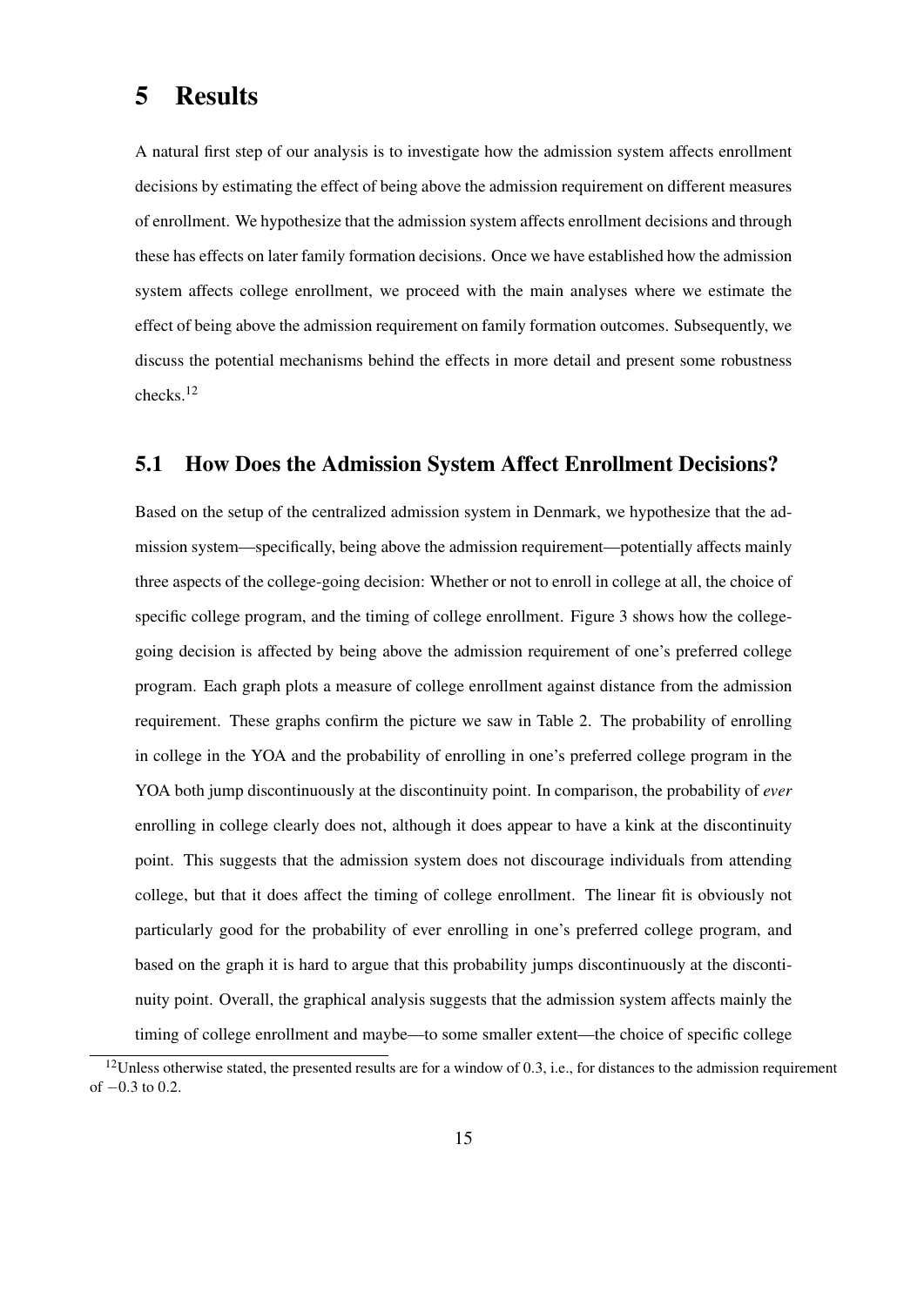# 5 Results

A natural first step of our analysis is to investigate how the admission system affects enrollment decisions by estimating the effect of being above the admission requirement on different measures of enrollment. We hypothesize that the admission system affects enrollment decisions and through these has effects on later family formation decisions. Once we have established how the admission system affects college enrollment, we proceed with the main analyses where we estimate the effect of being above the admission requirement on family formation outcomes. Subsequently, we discuss the potential mechanisms behind the effects in more detail and present some robustness checks.[12]

## 5.1 How Does the Admission System Affect Enrollment Decisions?

Based on the setup of the centralized admission system in Denmark, we hypothesize that the admission system—specifically, being above the admission requirement—potentially affects mainly three aspects of the college-going decision: Whether or not to enroll in college at all, the choice of specific college program, and the timing of college enrollment. Figure 3 shows how the college-going decision is affected by being above the admission requirement of one's preferred college program. Each graph plots a measure of college enrollment against distance from the admission requirement. These graphs confirm the picture we saw in Table 2. The probability of enrolling in college in the YOA and the probability of enrolling in one's preferred college program in the YOA both jump discontinuously at the discontinuity point. In comparison, the probability of *ever* enrolling in college clearly does not, although it does appear to have a kink at the discontinuity point. This suggests that the admission system does not discourage individuals from attending college, but that it does affect the timing of college enrollment. The linear fit is obviously not particularly good for the probability of ever enrolling in one's preferred college program, and based on the graph it is hard to argue that this probability jumps discontinuously at the discontinuity point. Overall, the graphical analysis suggests that the admission system affects mainly the timing of college enrollment and maybe—to some smaller extent—the choice of specific college

[12]Unless otherwise stated, the presented results are for a window of 0.3, i.e., for distances to the admission requirement of $-0.3$ to $0.2$.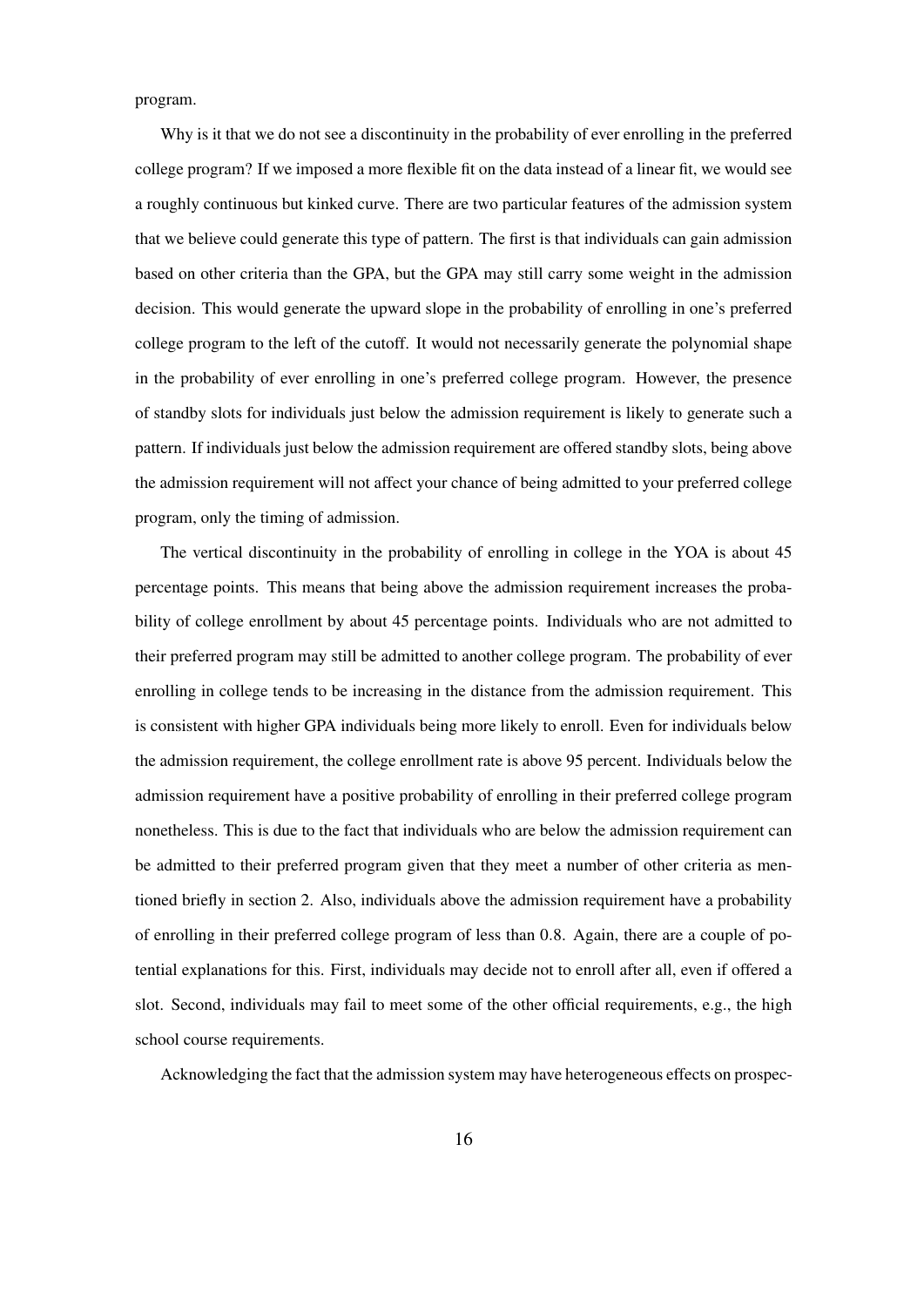program.

Why is it that we do not see a discontinuity in the probability of ever enrolling in the preferred college program? If we imposed a more flexible fit on the data instead of a linear fit, we would see a roughly continuous but kinked curve. There are two particular features of the admission system that we believe could generate this type of pattern. The first is that individuals can gain admission based on other criteria than the GPA, but the GPA may still carry some weight in the admission decision. This would generate the upward slope in the probability of enrolling in one's preferred college program to the left of the cutoff. It would not necessarily generate the polynomial shape in the probability of ever enrolling in one's preferred college program. However, the presence of standby slots for individuals just below the admission requirement is likely to generate such a pattern. If individuals just below the admission requirement are offered standby slots, being above the admission requirement will not affect your chance of being admitted to your preferred college program, only the timing of admission.

The vertical discontinuity in the probability of enrolling in college in the YOA is about 45 percentage points. This means that being above the admission requirement increases the probability of college enrollment by about 45 percentage points. Individuals who are not admitted to their preferred program may still be admitted to another college program. The probability of ever enrolling in college tends to be increasing in the distance from the admission requirement. This is consistent with higher GPA individuals being more likely to enroll. Even for individuals below the admission requirement, the college enrollment rate is above 95 percent. Individuals below the admission requirement have a positive probability of enrolling in their preferred college program nonetheless. This is due to the fact that individuals who are below the admission requirement can be admitted to their preferred program given that they meet a number of other criteria as mentioned briefly in section 2. Also, individuals above the admission requirement have a probability of enrolling in their preferred college program of less than 0.8. Again, there are a couple of potential explanations for this. First, individuals may decide not to enroll after all, even if offered a slot. Second, individuals may fail to meet some of the other official requirements, e.g., the high school course requirements.

Acknowledging the fact that the admission system may have heterogeneous effects on prospec-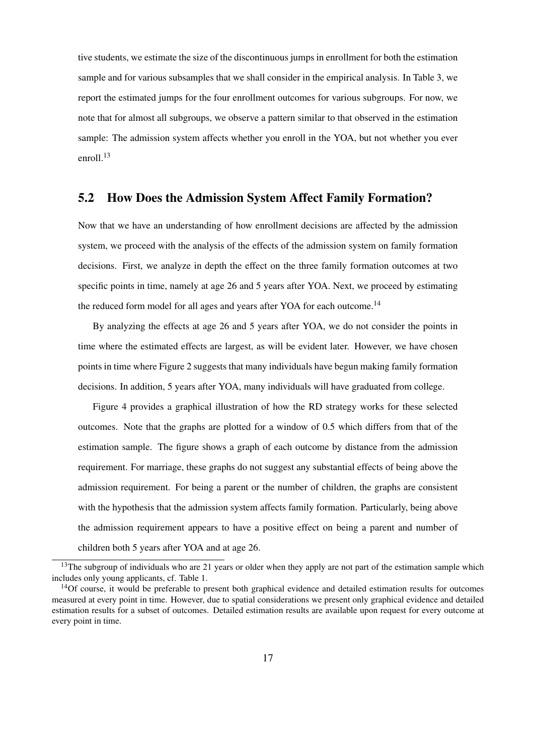tive students, we estimate the size of the discontinuous jumps in enrollment for both the estimation sample and for various subsamples that we shall consider in the empirical analysis. In Table 3, we report the estimated jumps for the four enrollment outcomes for various subgroups. For now, we note that for almost all subgroups, we observe a pattern similar to that observed in the estimation sample: The admission system affects whether you enroll in the YOA, but not whether you ever enroll.[13]

## 5.2 How Does the Admission System Affect Family Formation?

Now that we have an understanding of how enrollment decisions are affected by the admission system, we proceed with the analysis of the effects of the admission system on family formation decisions. First, we analyze in depth the effect on the three family formation outcomes at two specific points in time, namely at age 26 and 5 years after YOA. Next, we proceed by estimating the reduced form model for all ages and years after YOA for each outcome.[14]

By analyzing the effects at age 26 and 5 years after YOA, we do not consider the points in time where the estimated effects are largest, as will be evident later. However, we have chosen points in time where Figure 2 suggests that many individuals have begun making family formation decisions. In addition, 5 years after YOA, many individuals will have graduated from college.

Figure 4 provides a graphical illustration of how the RD strategy works for these selected outcomes. Note that the graphs are plotted for a window of 0.5 which differs from that of the estimation sample. The figure shows a graph of each outcome by distance from the admission requirement. For marriage, these graphs do not suggest any substantial effects of being above the admission requirement. For being a parent or the number of children, the graphs are consistent with the hypothesis that the admission system affects family formation. Particularly, being above the admission requirement appears to have a positive effect on being a parent and number of children both 5 years after YOA and at age 26.

[13] The subgroup of individuals who are 21 years or older when they apply are not part of the estimation sample which includes only young applicants, cf. Table 1.

[14] Of course, it would be preferable to present both graphical evidence and detailed estimation results for outcomes measured at every point in time. However, due to spatial considerations we present only graphical evidence and detailed estimation results for a subset of outcomes. Detailed estimation results are available upon request for every outcome at every point in time.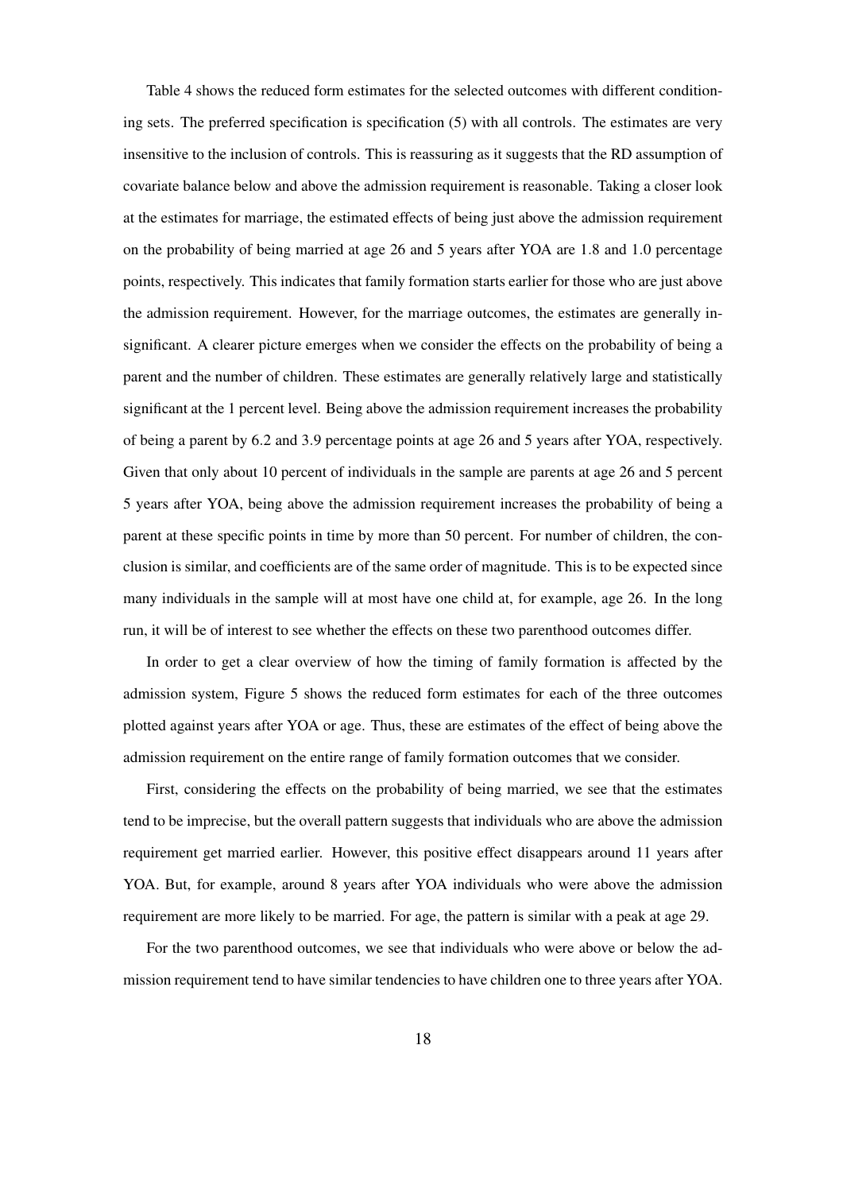Table 4 shows the reduced form estimates for the selected outcomes with different conditioning sets. The preferred specification is specification (5) with all controls. The estimates are very insensitive to the inclusion of controls. This is reassuring as it suggests that the RD assumption of covariate balance below and above the admission requirement is reasonable. Taking a closer look at the estimates for marriage, the estimated effects of being just above the admission requirement on the probability of being married at age 26 and 5 years after YOA are 1.8 and 1.0 percentage points, respectively. This indicates that family formation starts earlier for those who are just above the admission requirement. However, for the marriage outcomes, the estimates are generally insignificant. A clearer picture emerges when we consider the effects on the probability of being a parent and the number of children. These estimates are generally relatively large and statistically significant at the 1 percent level. Being above the admission requirement increases the probability of being a parent by 6.2 and 3.9 percentage points at age 26 and 5 years after YOA, respectively. Given that only about 10 percent of individuals in the sample are parents at age 26 and 5 percent 5 years after YOA, being above the admission requirement increases the probability of being a parent at these specific points in time by more than 50 percent. For number of children, the conclusion is similar, and coefficients are of the same order of magnitude. This is to be expected since many individuals in the sample will at most have one child at, for example, age 26. In the long run, it will be of interest to see whether the effects on these two parenthood outcomes differ.

In order to get a clear overview of how the timing of family formation is affected by the admission system, Figure 5 shows the reduced form estimates for each of the three outcomes plotted against years after YOA or age. Thus, these are estimates of the effect of being above the admission requirement on the entire range of family formation outcomes that we consider.

First, considering the effects on the probability of being married, we see that the estimates tend to be imprecise, but the overall pattern suggests that individuals who are above the admission requirement get married earlier. However, this positive effect disappears around 11 years after YOA. But, for example, around 8 years after YOA individuals who were above the admission requirement are more likely to be married. For age, the pattern is similar with a peak at age 29.

For the two parenthood outcomes, we see that individuals who were above or below the admission requirement tend to have similar tendencies to have children one to three years after YOA.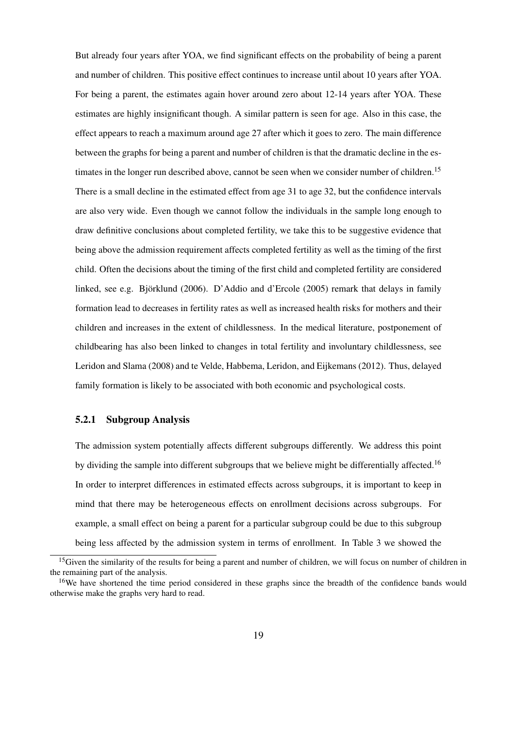But already four years after YOA, we find significant effects on the probability of being a parent and number of children. This positive effect continues to increase until about 10 years after YOA. For being a parent, the estimates again hover around zero about 12-14 years after YOA. These estimates are highly insignificant though. A similar pattern is seen for age. Also in this case, the effect appears to reach a maximum around age 27 after which it goes to zero. The main difference between the graphs for being a parent and number of children is that the dramatic decline in the estimates in the longer run described above, cannot be seen when we consider number of children.[15] There is a small decline in the estimated effect from age 31 to age 32, but the confidence intervals are also very wide. Even though we cannot follow the individuals in the sample long enough to draw definitive conclusions about completed fertility, we take this to be suggestive evidence that being above the admission requirement affects completed fertility as well as the timing of the first child. Often the decisions about the timing of the first child and completed fertility are considered linked, see e.g. Björklund (2006). D'Addio and d'Ercole (2005) remark that delays in family formation lead to decreases in fertility rates as well as increased health risks for mothers and their children and increases in the extent of childlessness. In the medical literature, postponement of childbearing has also been linked to changes in total fertility and involuntary childlessness, see Leridon and Slama (2008) and te Velde, Habbema, Leridon, and Eijkemans (2012). Thus, delayed family formation is likely to be associated with both economic and psychological costs.

### 5.2.1 Subgroup Analysis

The admission system potentially affects different subgroups differently. We address this point by dividing the sample into different subgroups that we believe might be differentially affected.[16] In order to interpret differences in estimated effects across subgroups, it is important to keep in mind that there may be heterogeneous effects on enrollment decisions across subgroups. For example, a small effect on being a parent for a particular subgroup could be due to this subgroup being less affected by the admission system in terms of enrollment. In Table 3 we showed the

[15] Given the similarity of the results for being a parent and number of children, we will focus on number of children in the remaining part of the analysis.

[16] We have shortened the time period considered in these graphs since the breadth of the confidence bands would otherwise make the graphs very hard to read.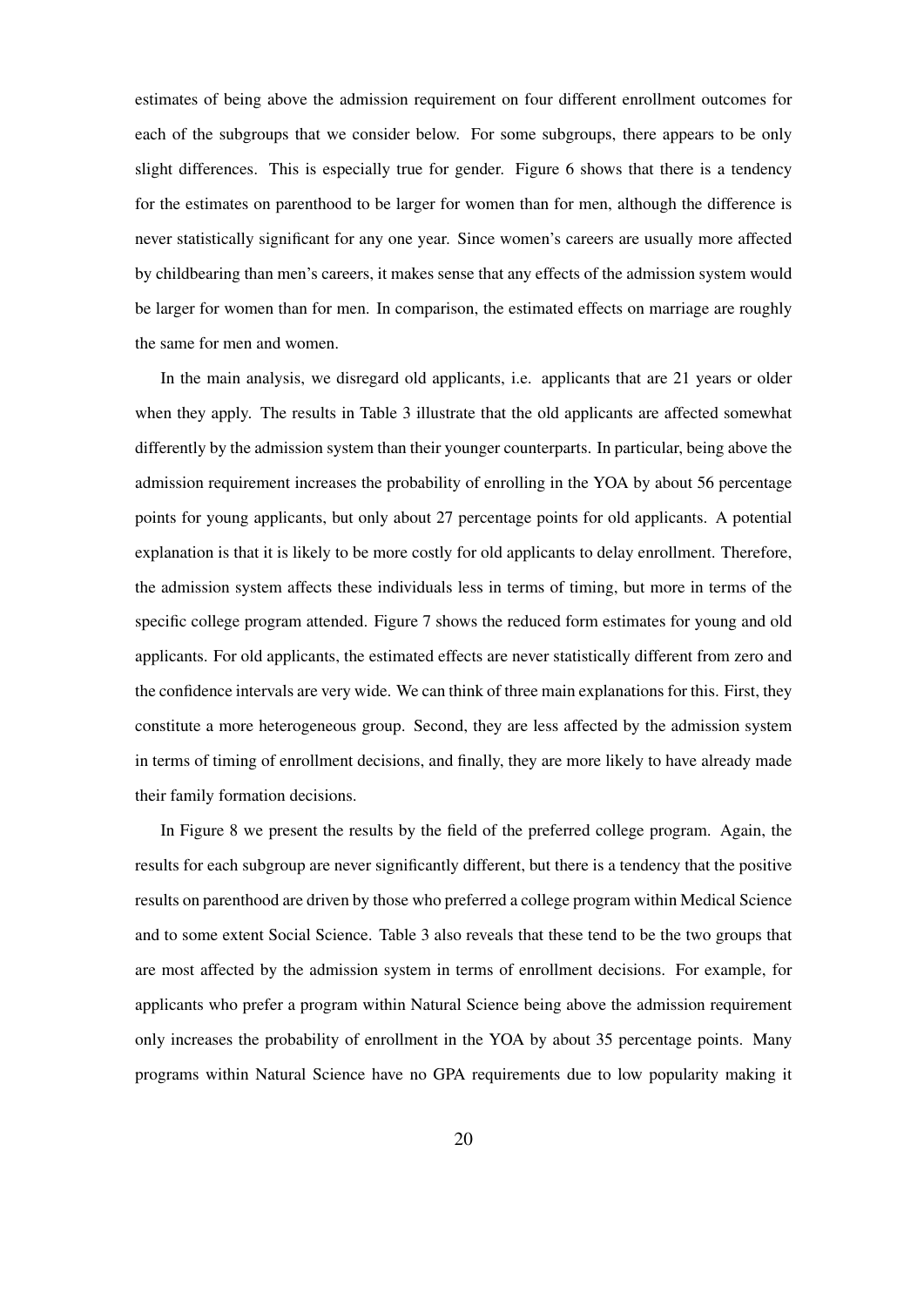estimates of being above the admission requirement on four different enrollment outcomes for each of the subgroups that we consider below. For some subgroups, there appears to be only slight differences. This is especially true for gender. Figure 6 shows that there is a tendency for the estimates on parenthood to be larger for women than for men, although the difference is never statistically significant for any one year. Since women's careers are usually more affected by childbearing than men's careers, it makes sense that any effects of the admission system would be larger for women than for men. In comparison, the estimated effects on marriage are roughly the same for men and women.

In the main analysis, we disregard old applicants, i.e. applicants that are 21 years or older when they apply. The results in Table 3 illustrate that the old applicants are affected somewhat differently by the admission system than their younger counterparts. In particular, being above the admission requirement increases the probability of enrolling in the YOA by about 56 percentage points for young applicants, but only about 27 percentage points for old applicants. A potential explanation is that it is likely to be more costly for old applicants to delay enrollment. Therefore, the admission system affects these individuals less in terms of timing, but more in terms of the specific college program attended. Figure 7 shows the reduced form estimates for young and old applicants. For old applicants, the estimated effects are never statistically different from zero and the confidence intervals are very wide. We can think of three main explanations for this. First, they constitute a more heterogeneous group. Second, they are less affected by the admission system in terms of timing of enrollment decisions, and finally, they are more likely to have already made their family formation decisions.

In Figure 8 we present the results by the field of the preferred college program. Again, the results for each subgroup are never significantly different, but there is a tendency that the positive results on parenthood are driven by those who preferred a college program within Medical Science and to some extent Social Science. Table 3 also reveals that these tend to be the two groups that are most affected by the admission system in terms of enrollment decisions. For example, for applicants who prefer a program within Natural Science being above the admission requirement only increases the probability of enrollment in the YOA by about 35 percentage points. Many programs within Natural Science have no GPA requirements due to low popularity making it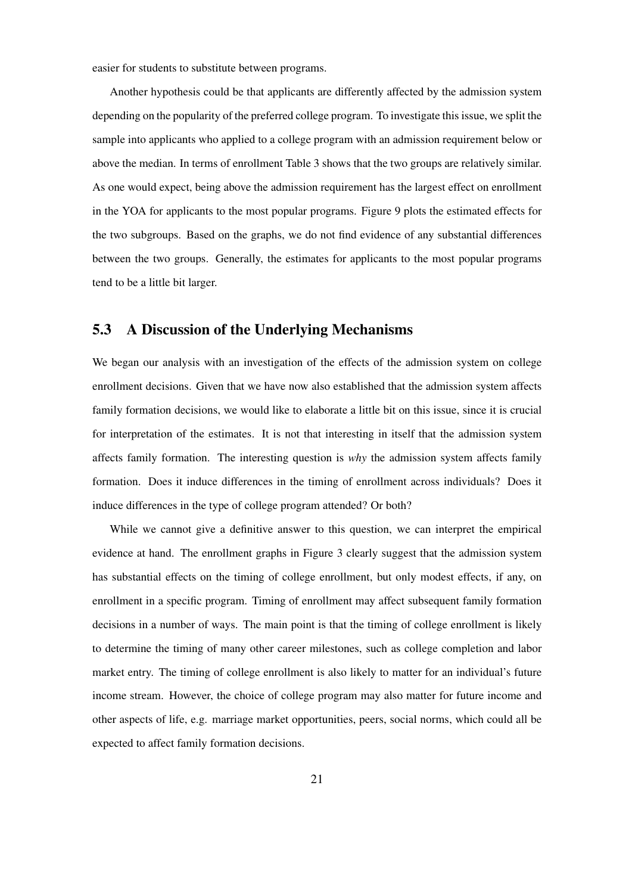easier for students to substitute between programs.

Another hypothesis could be that applicants are differently affected by the admission system depending on the popularity of the preferred college program. To investigate this issue, we split the sample into applicants who applied to a college program with an admission requirement below or above the median. In terms of enrollment Table 3 shows that the two groups are relatively similar. As one would expect, being above the admission requirement has the largest effect on enrollment in the YOA for applicants to the most popular programs. Figure 9 plots the estimated effects for the two subgroups. Based on the graphs, we do not find evidence of any substantial differences between the two groups. Generally, the estimates for applicants to the most popular programs tend to be a little bit larger.

## 5.3 A Discussion of the Underlying Mechanisms

We began our analysis with an investigation of the effects of the admission system on college enrollment decisions. Given that we have now also established that the admission system affects family formation decisions, we would like to elaborate a little bit on this issue, since it is crucial for interpretation of the estimates. It is not that interesting in itself that the admission system affects family formation. The interesting question is *why* the admission system affects family formation. Does it induce differences in the timing of enrollment across individuals? Does it induce differences in the type of college program attended? Or both?

While we cannot give a definitive answer to this question, we can interpret the empirical evidence at hand. The enrollment graphs in Figure 3 clearly suggest that the admission system has substantial effects on the timing of college enrollment, but only modest effects, if any, on enrollment in a specific program. Timing of enrollment may affect subsequent family formation decisions in a number of ways. The main point is that the timing of college enrollment is likely to determine the timing of many other career milestones, such as college completion and labor market entry. The timing of college enrollment is also likely to matter for an individual's future income stream. However, the choice of college program may also matter for future income and other aspects of life, e.g. marriage market opportunities, peers, social norms, which could all be expected to affect family formation decisions.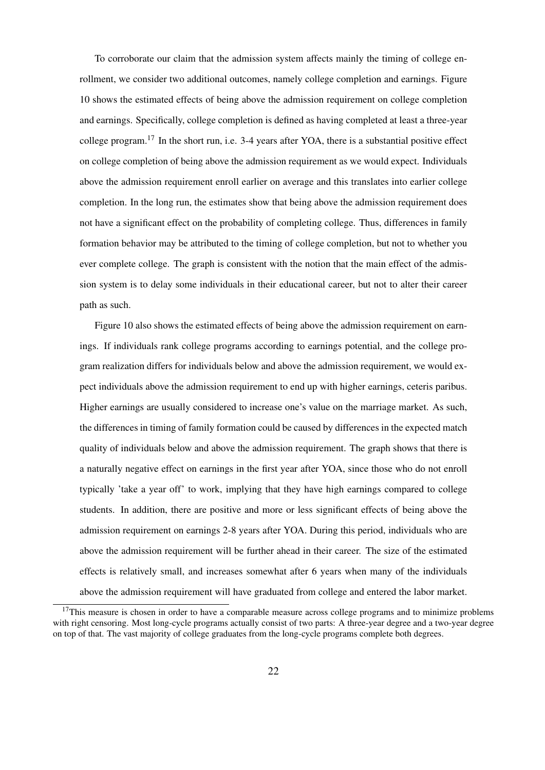To corroborate our claim that the admission system affects mainly the timing of college enrollment, we consider two additional outcomes, namely college completion and earnings. Figure 10 shows the estimated effects of being above the admission requirement on college completion and earnings. Specifically, college completion is defined as having completed at least a three-year college program.[17] In the short run, i.e. 3-4 years after YOA, there is a substantial positive effect on college completion of being above the admission requirement as we would expect. Individuals above the admission requirement enroll earlier on average and this translates into earlier college completion. In the long run, the estimates show that being above the admission requirement does not have a significant effect on the probability of completing college. Thus, differences in family formation behavior may be attributed to the timing of college completion, but not to whether you ever complete college. The graph is consistent with the notion that the main effect of the admission system is to delay some individuals in their educational career, but not to alter their career path as such.

Figure 10 also shows the estimated effects of being above the admission requirement on earnings. If individuals rank college programs according to earnings potential, and the college program realization differs for individuals below and above the admission requirement, we would expect individuals above the admission requirement to end up with higher earnings, ceteris paribus. Higher earnings are usually considered to increase one's value on the marriage market. As such, the differences in timing of family formation could be caused by differences in the expected match quality of individuals below and above the admission requirement. The graph shows that there is a naturally negative effect on earnings in the first year after YOA, since those who do not enroll typically 'take a year off' to work, implying that they have high earnings compared to college students. In addition, there are positive and more or less significant effects of being above the admission requirement on earnings 2-8 years after YOA. During this period, individuals who are above the admission requirement will be further ahead in their career. The size of the estimated effects is relatively small, and increases somewhat after 6 years when many of the individuals above the admission requirement will have graduated from college and entered the labor market.

[17] This measure is chosen in order to have a comparable measure across college programs and to minimize problems with right censoring. Most long-cycle programs actually consist of two parts: A three-year degree and a two-year degree on top of that. The vast majority of college graduates from the long-cycle programs complete both degrees.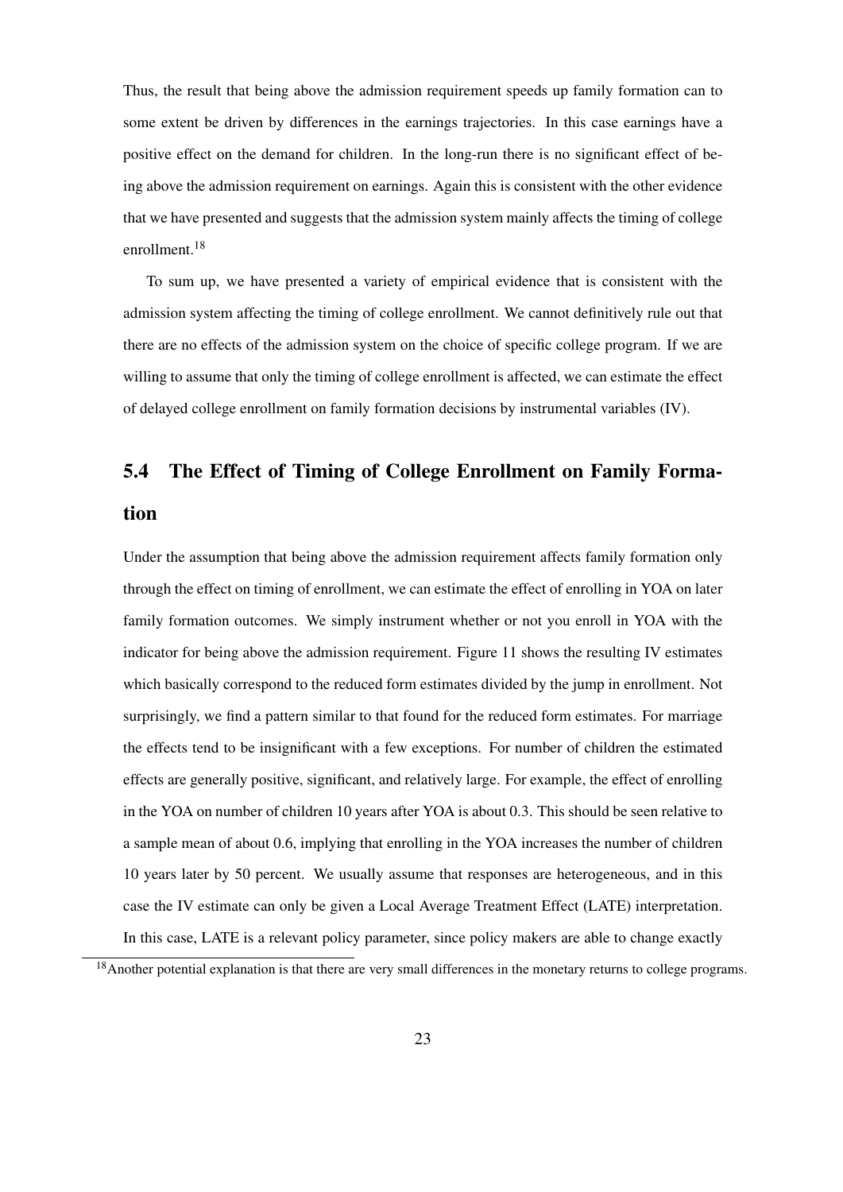Thus, the result that being above the admission requirement speeds up family formation can to some extent be driven by differences in the earnings trajectories. In this case earnings have a positive effect on the demand for children. In the long-run there is no significant effect of being above the admission requirement on earnings. Again this is consistent with the other evidence that we have presented and suggests that the admission system mainly affects the timing of college enrollment.[18]

To sum up, we have presented a variety of empirical evidence that is consistent with the admission system affecting the timing of college enrollment. We cannot definitively rule out that there are no effects of the admission system on the choice of specific college program. If we are willing to assume that only the timing of college enrollment is affected, we can estimate the effect of delayed college enrollment on family formation decisions by instrumental variables (IV).

## 5.4 The Effect of Timing of College Enrollment on Family Formation

Under the assumption that being above the admission requirement affects family formation only through the effect on timing of enrollment, we can estimate the effect of enrolling in YOA on later family formation outcomes. We simply instrument whether or not you enroll in YOA with the indicator for being above the admission requirement. Figure 11 shows the resulting IV estimates which basically correspond to the reduced form estimates divided by the jump in enrollment. Not surprisingly, we find a pattern similar to that found for the reduced form estimates. For marriage the effects tend to be insignificant with a few exceptions. For number of children the estimated effects are generally positive, significant, and relatively large. For example, the effect of enrolling in the YOA on number of children 10 years after YOA is about 0.3. This should be seen relative to a sample mean of about 0.6, implying that enrolling in the YOA increases the number of children 10 years later by 50 percent. We usually assume that responses are heterogeneous, and in this case the IV estimate can only be given a Local Average Treatment Effect (LATE) interpretation. In this case, LATE is a relevant policy parameter, since policy makers are able to change exactly

[18] Another potential explanation is that there are very small differences in the monetary returns to college programs.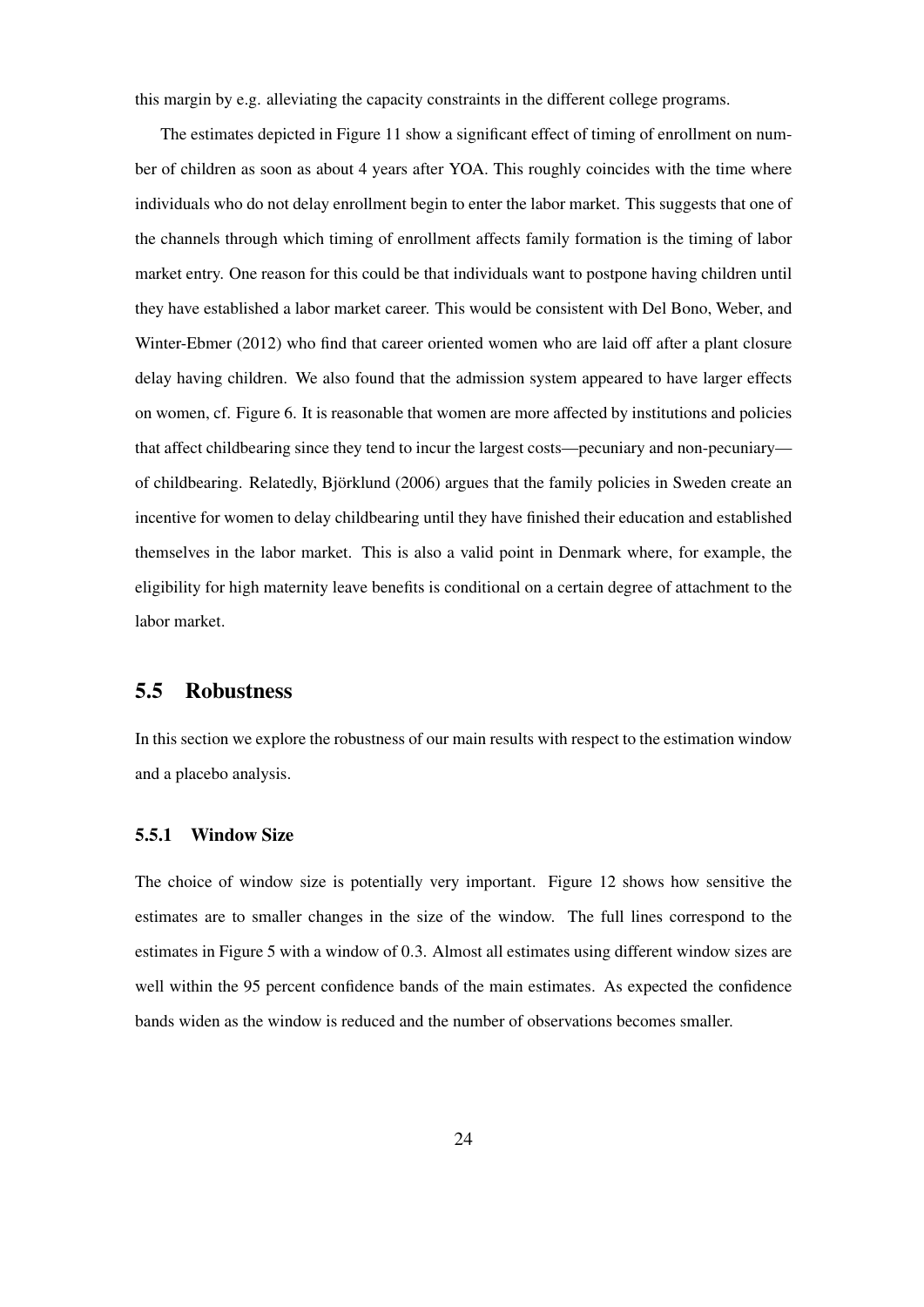this margin by e.g. alleviating the capacity constraints in the different college programs.

The estimates depicted in Figure 11 show a significant effect of timing of enrollment on number of children as soon as about 4 years after YOA. This roughly coincides with the time where individuals who do not delay enrollment begin to enter the labor market. This suggests that one of the channels through which timing of enrollment affects family formation is the timing of labor market entry. One reason for this could be that individuals want to postpone having children until they have established a labor market career. This would be consistent with Del Bono, Weber, and Winter-Ebmer (2012) who find that career oriented women who are laid off after a plant closure delay having children. We also found that the admission system appeared to have larger effects on women, cf. Figure 6. It is reasonable that women are more affected by institutions and policies that affect childbearing since they tend to incur the largest costs—pecuniary and non-pecuniary—of childbearing. Relatedly, Björklund (2006) argues that the family policies in Sweden create an incentive for women to delay childbearing until they have finished their education and established themselves in the labor market. This is also a valid point in Denmark where, for example, the eligibility for high maternity leave benefits is conditional on a certain degree of attachment to the labor market.

## 5.5 Robustness

In this section we explore the robustness of our main results with respect to the estimation window and a placebo analysis.

### 5.5.1 Window Size

The choice of window size is potentially very important. Figure 12 shows how sensitive the estimates are to smaller changes in the size of the window. The full lines correspond to the estimates in Figure 5 with a window of 0.3. Almost all estimates using different window sizes are well within the 95 percent confidence bands of the main estimates. As expected the confidence bands widen as the window is reduced and the number of observations becomes smaller.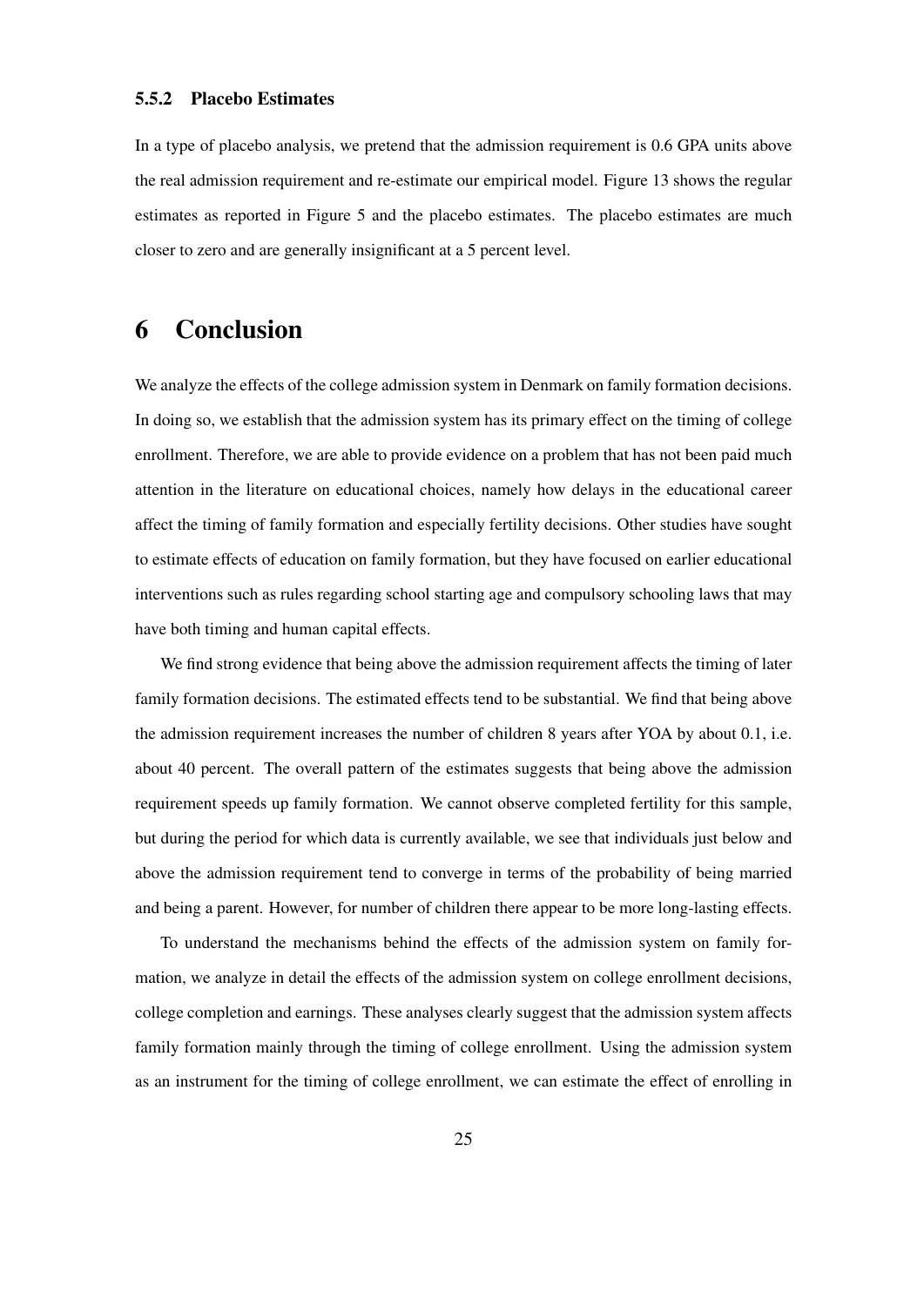#### 5.5.2 Placebo Estimates

In a type of placebo analysis, we pretend that the admission requirement is 0.6 GPA units above the real admission requirement and re-estimate our empirical model. Figure 13 shows the regular estimates as reported in Figure 5 and the placebo estimates. The placebo estimates are much closer to zero and are generally insignificant at a 5 percent level.

# 6 Conclusion

We analyze the effects of the college admission system in Denmark on family formation decisions. In doing so, we establish that the admission system has its primary effect on the timing of college enrollment. Therefore, we are able to provide evidence on a problem that has not been paid much attention in the literature on educational choices, namely how delays in the educational career affect the timing of family formation and especially fertility decisions. Other studies have sought to estimate effects of education on family formation, but they have focused on earlier educational interventions such as rules regarding school starting age and compulsory schooling laws that may have both timing and human capital effects.

We find strong evidence that being above the admission requirement affects the timing of later family formation decisions. The estimated effects tend to be substantial. We find that being above the admission requirement increases the number of children 8 years after YOA by about 0.1, i.e. about 40 percent. The overall pattern of the estimates suggests that being above the admission requirement speeds up family formation. We cannot observe completed fertility for this sample, but during the period for which data is currently available, we see that individuals just below and above the admission requirement tend to converge in terms of the probability of being married and being a parent. However, for number of children there appear to be more long-lasting effects.

To understand the mechanisms behind the effects of the admission system on family formation, we analyze in detail the effects of the admission system on college enrollment decisions, college completion and earnings. These analyses clearly suggest that the admission system affects family formation mainly through the timing of college enrollment. Using the admission system as an instrument for the timing of college enrollment, we can estimate the effect of enrolling in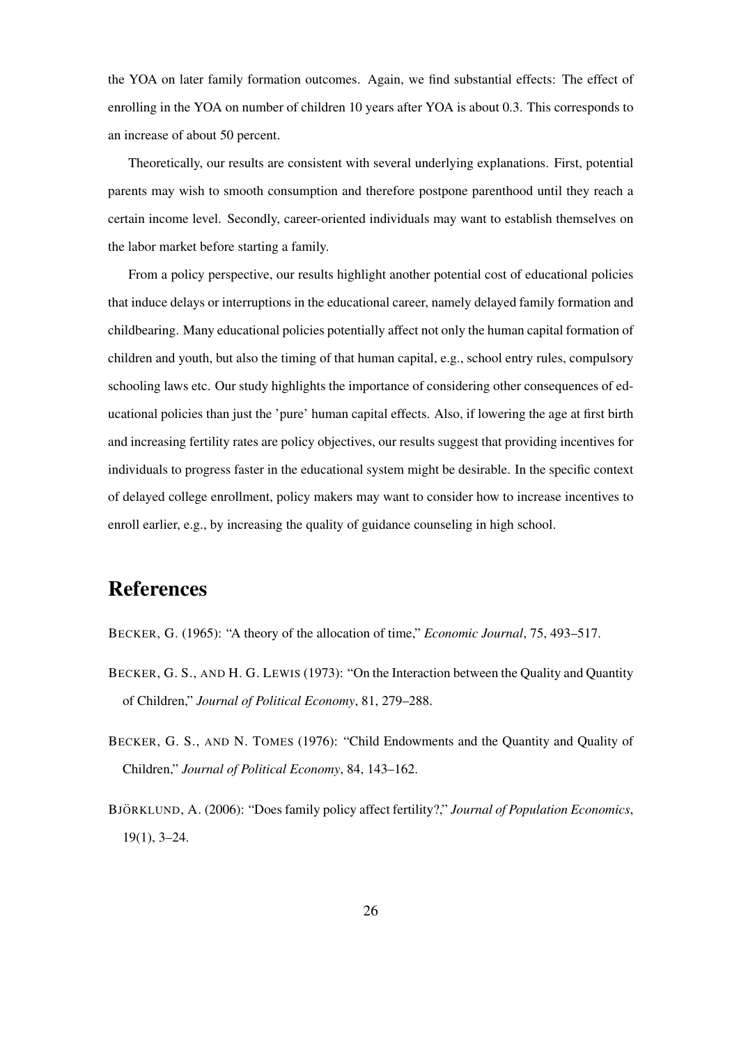the YOA on later family formation outcomes. Again, we find substantial effects: The effect of enrolling in the YOA on number of children 10 years after YOA is about 0.3. This corresponds to an increase of about 50 percent.

Theoretically, our results are consistent with several underlying explanations. First, potential parents may wish to smooth consumption and therefore postpone parenthood until they reach a certain income level. Secondly, career-oriented individuals may want to establish themselves on the labor market before starting a family.

From a policy perspective, our results highlight another potential cost of educational policies that induce delays or interruptions in the educational career, namely delayed family formation and childbearing. Many educational policies potentially affect not only the human capital formation of children and youth, but also the timing of that human capital, e.g., school entry rules, compulsory schooling laws etc. Our study highlights the importance of considering other consequences of educational policies than just the 'pure' human capital effects. Also, if lowering the age at first birth and increasing fertility rates are policy objectives, our results suggest that providing incentives for individuals to progress faster in the educational system might be desirable. In the specific context of delayed college enrollment, policy makers may want to consider how to increase incentives to enroll earlier, e.g., by increasing the quality of guidance counseling in high school.

# References

BECKER, G. (1965): "A theory of the allocation of time," *Economic Journal*, 75, 493–517.

BECKER, G. S., AND H. G. LEWIS (1973): "On the Interaction between the Quality and Quantity of Children," *Journal of Political Economy*, 81, 279–288.

BECKER, G. S., AND N. TOMES (1976): "Child Endowments and the Quantity and Quality of Children," *Journal of Political Economy*, 84, 143–162.

BJÖRKLUND, A. (2006): "Does family policy affect fertility?," *Journal of Population Economics*, 19(1), 3–24.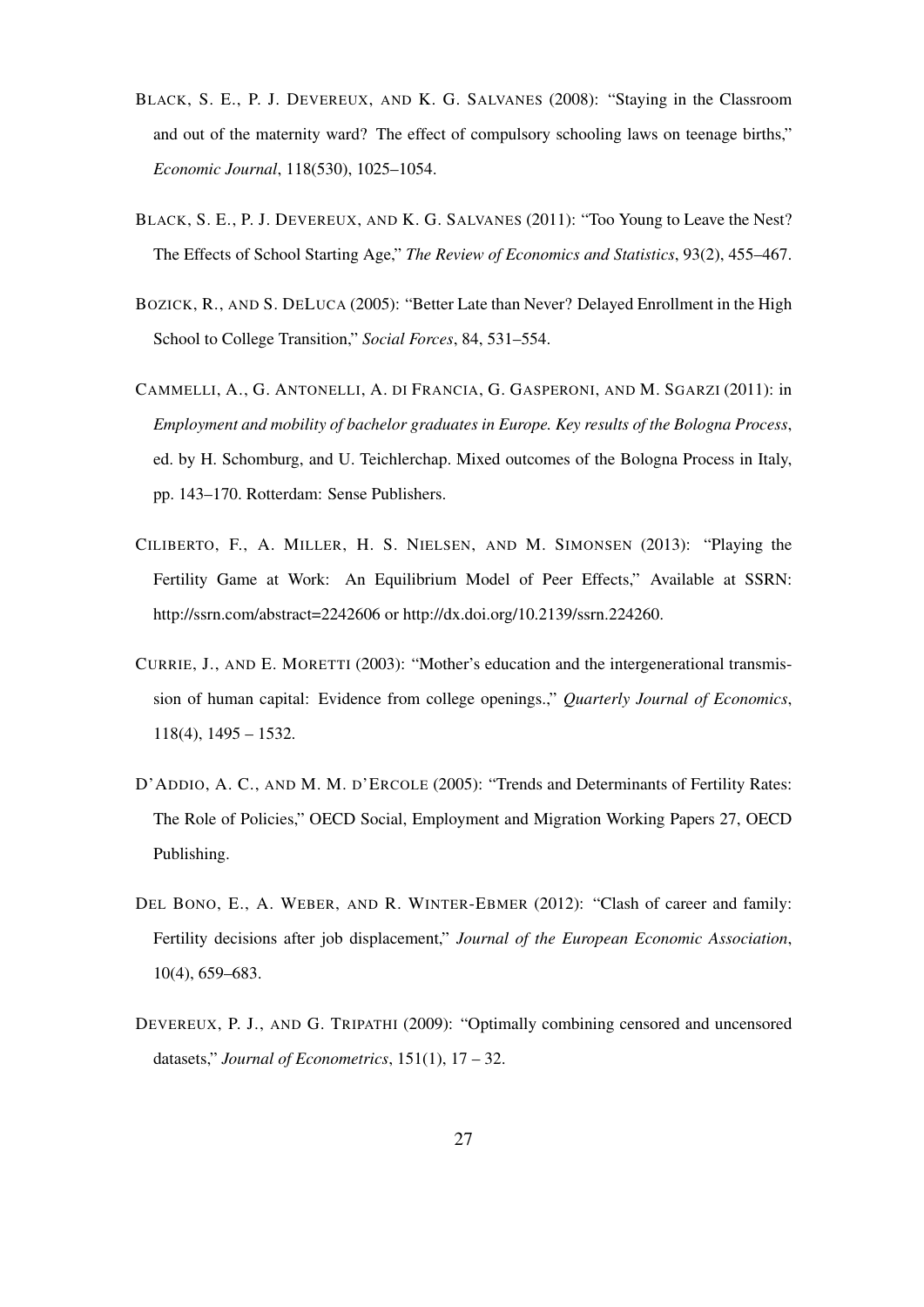BLACK, S. E., P. J. DEVEREUX, AND K. G. SALVANES (2008): "Staying in the Classroom and out of the maternity ward? The effect of compulsory schooling laws on teenage births," *Economic Journal*, 118(530), 1025–1054.

BLACK, S. E., P. J. DEVEREUX, AND K. G. SALVANES (2011): "Too Young to Leave the Nest? The Effects of School Starting Age," *The Review of Economics and Statistics*, 93(2), 455–467.

BOZICK, R., AND S. DELUCA (2005): "Better Late than Never? Delayed Enrollment in the High School to College Transition," *Social Forces*, 84, 531–554.

CAMMELLI, A., G. ANTONELLI, A. DI FRANCIA, G. GASPERONI, AND M. SGARZI (2011): in *Employment and mobility of bachelor graduates in Europe. Key results of the Bologna Process*, ed. by H. Schomburg, and U. Teichlerchap. Mixed outcomes of the Bologna Process in Italy, pp. 143–170. Rotterdam: Sense Publishers.

CILIBERTO, F., A. MILLER, H. S. NIELSEN, AND M. SIMONSEN (2013): "Playing the Fertility Game at Work: An Equilibrium Model of Peer Effects," Available at SSRN: http://ssrn.com/abstract=2242606 or http://dx.doi.org/10.2139/ssrn.224260.

CURRIE, J., AND E. MORETTI (2003): "Mother's education and the intergenerational transmission of human capital: Evidence from college openings.," *Quarterly Journal of Economics*, 118(4), 1495 – 1532.

D'ADDIO, A. C., AND M. M. D'ERCOLE (2005): "Trends and Determinants of Fertility Rates: The Role of Policies," OECD Social, Employment and Migration Working Papers 27, OECD Publishing.

DEL BONO, E., A. WEBER, AND R. WINTER-EBMER (2012): "Clash of career and family: Fertility decisions after job displacement," *Journal of the European Economic Association*, 10(4), 659–683.

DEVEREUX, P. J., AND G. TRIPATHI (2009): "Optimally combining censored and uncensored datasets," *Journal of Econometrics*, 151(1), 17 – 32.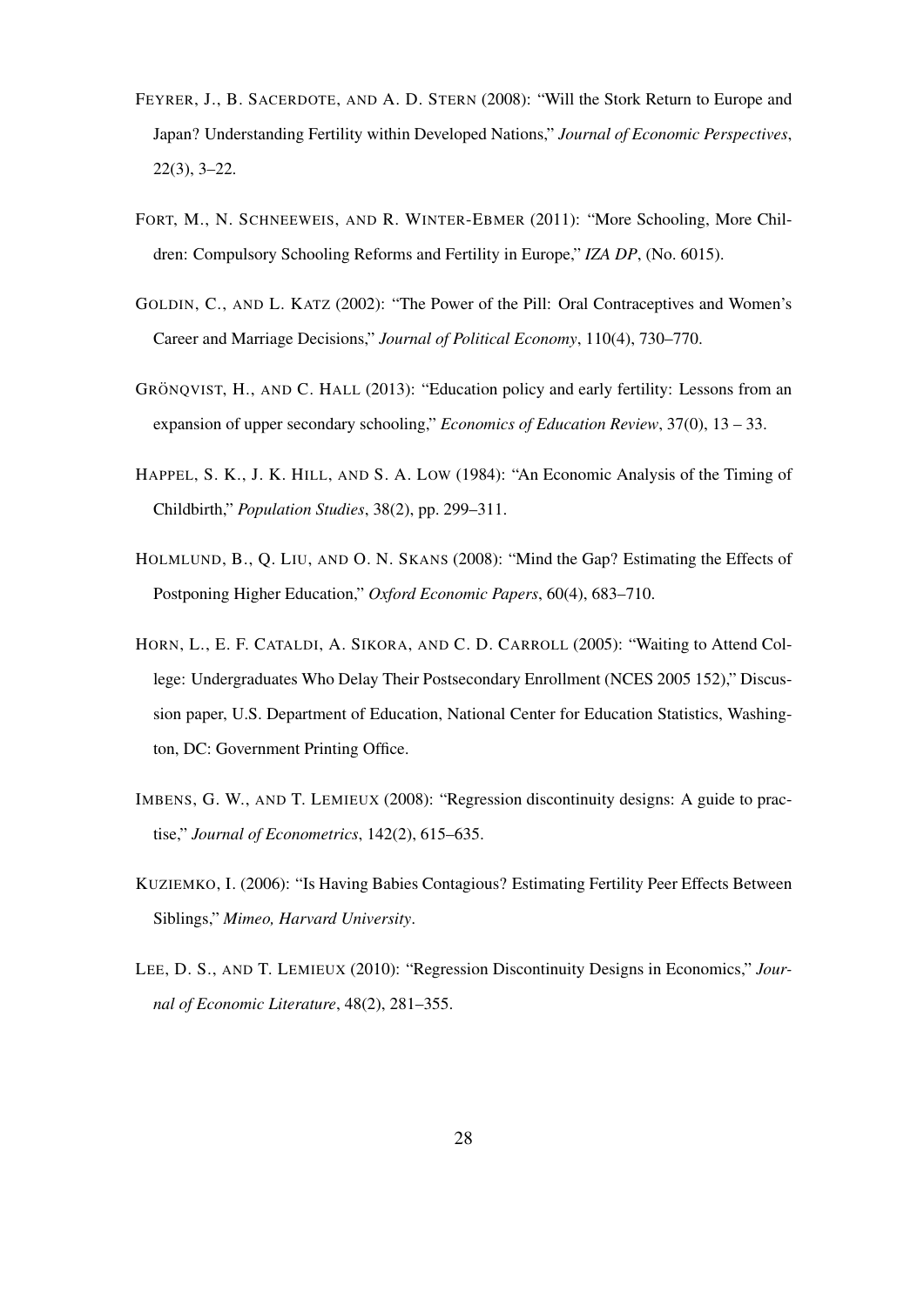FEYRER, J., B. SACERDOTE, AND A. D. STERN (2008): "Will the Stork Return to Europe and Japan? Understanding Fertility within Developed Nations," *Journal of Economic Perspectives*, 22(3), 3–22.

FORT, M., N. SCHNEEWEIS, AND R. WINTER-EBMER (2011): "More Schooling, More Children: Compulsory Schooling Reforms and Fertility in Europe," *IZA DP*, (No. 6015).

GOLDIN, C., AND L. KATZ (2002): "The Power of the Pill: Oral Contraceptives and Women's Career and Marriage Decisions," *Journal of Political Economy*, 110(4), 730–770.

GRÖNQVIST, H., AND C. HALL (2013): "Education policy and early fertility: Lessons from an expansion of upper secondary schooling," *Economics of Education Review*, 37(0), 13 – 33.

HAPPEL, S. K., J. K. HILL, AND S. A. LOW (1984): "An Economic Analysis of the Timing of Childbirth," *Population Studies*, 38(2), pp. 299–311.

HOLMLUND, B., Q. LIU, AND O. N. SKANS (2008): "Mind the Gap? Estimating the Effects of Postponing Higher Education," *Oxford Economic Papers*, 60(4), 683–710.

HORN, L., E. F. CATALDI, A. SIKORA, AND C. D. CARROLL (2005): "Waiting to Attend College: Undergraduates Who Delay Their Postsecondary Enrollment (NCES 2005 152)," Discussion paper, U.S. Department of Education, National Center for Education Statistics, Washington, DC: Government Printing Office.

IMBENS, G. W., AND T. LEMIEUX (2008): "Regression discontinuity designs: A guide to practise," *Journal of Econometrics*, 142(2), 615–635.

KUZIEMKO, I. (2006): "Is Having Babies Contagious? Estimating Fertility Peer Effects Between Siblings," *Mimeo, Harvard University*.

LEE, D. S., AND T. LEMIEUX (2010): "Regression Discontinuity Designs in Economics," *Journal of Economic Literature*, 48(2), 281–355.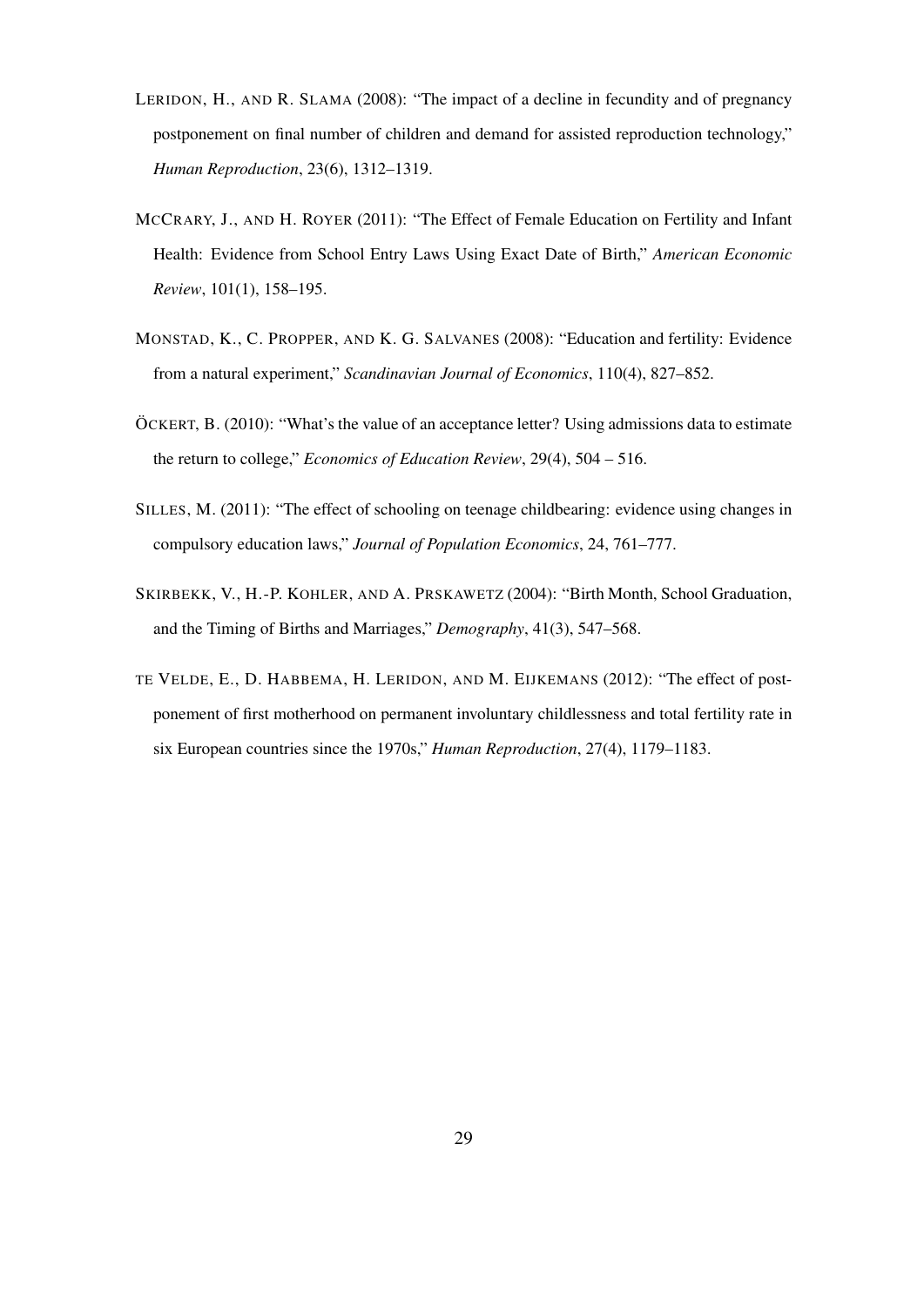LERIDON, H., AND R. SLAMA (2008): "The impact of a decline in fecundity and of pregnancy postponement on final number of children and demand for assisted reproduction technology," *Human Reproduction*, 23(6), 1312–1319.

MCCRARY, J., AND H. ROYER (2011): "The Effect of Female Education on Fertility and Infant Health: Evidence from School Entry Laws Using Exact Date of Birth," *American Economic Review*, 101(1), 158–195.

MONSTAD, K., C. PROPPER, AND K. G. SALVANES (2008): "Education and fertility: Evidence from a natural experiment," *Scandinavian Journal of Economics*, 110(4), 827–852.

ÖCKERT, B. (2010): "What's the value of an acceptance letter? Using admissions data to estimate the return to college," *Economics of Education Review*, 29(4), 504 – 516.

SILLES, M. (2011): "The effect of schooling on teenage childbearing: evidence using changes in compulsory education laws," *Journal of Population Economics*, 24, 761–777.

SKIRBEKK, V., H.-P. KOHLER, AND A. PRSKAWETZ (2004): "Birth Month, School Graduation, and the Timing of Births and Marriages," *Demography*, 41(3), 547–568.

TE VELDE, E., D. HABBEMA, H. LERIDON, AND M. EIJKEMANS (2012): "The effect of postponement of first motherhood on permanent involuntary childlessness and total fertility rate in six European countries since the 1970s," *Human Reproduction*, 27(4), 1179–1183.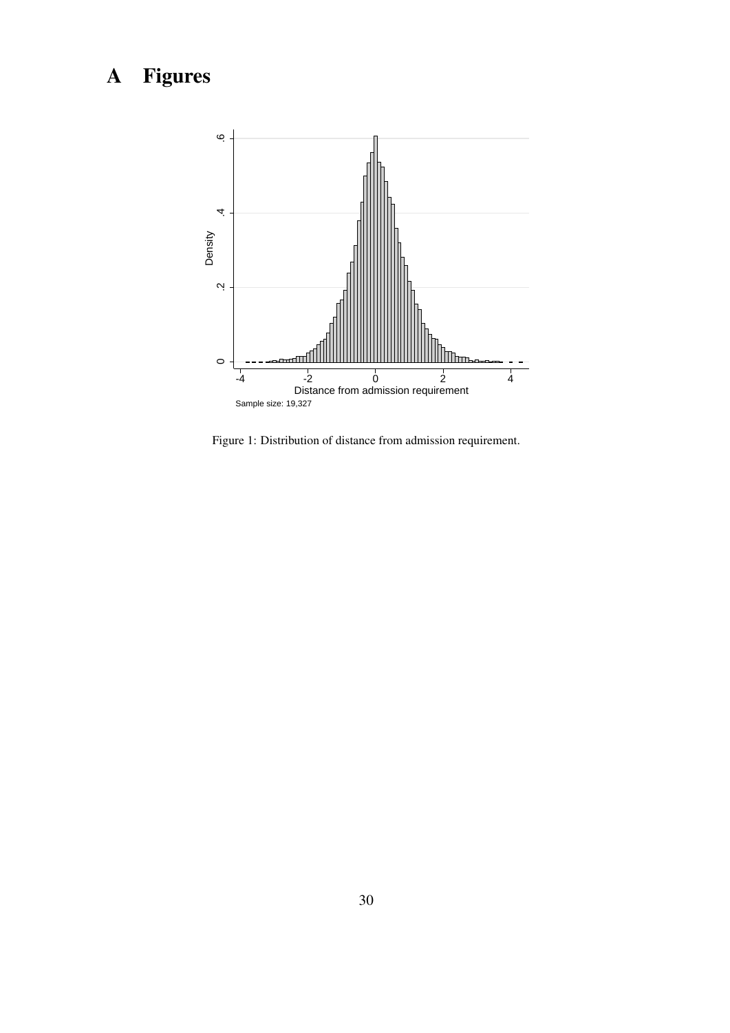# A Figures

Figure 1: Distribution of distance from admission requirement.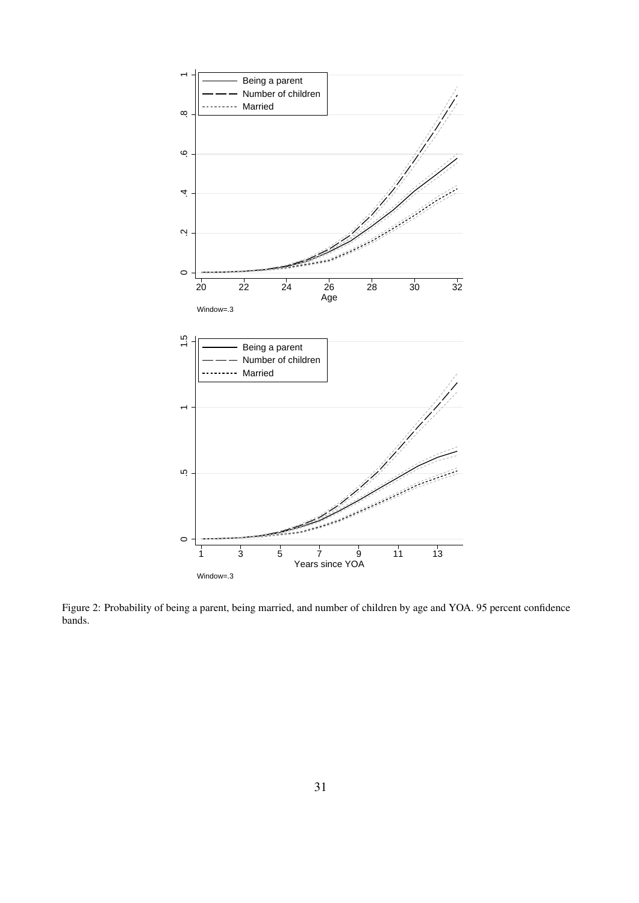Figure 2: Probability of being a parent, being married, and number of children by age and YOA. 95 percent confidence bands.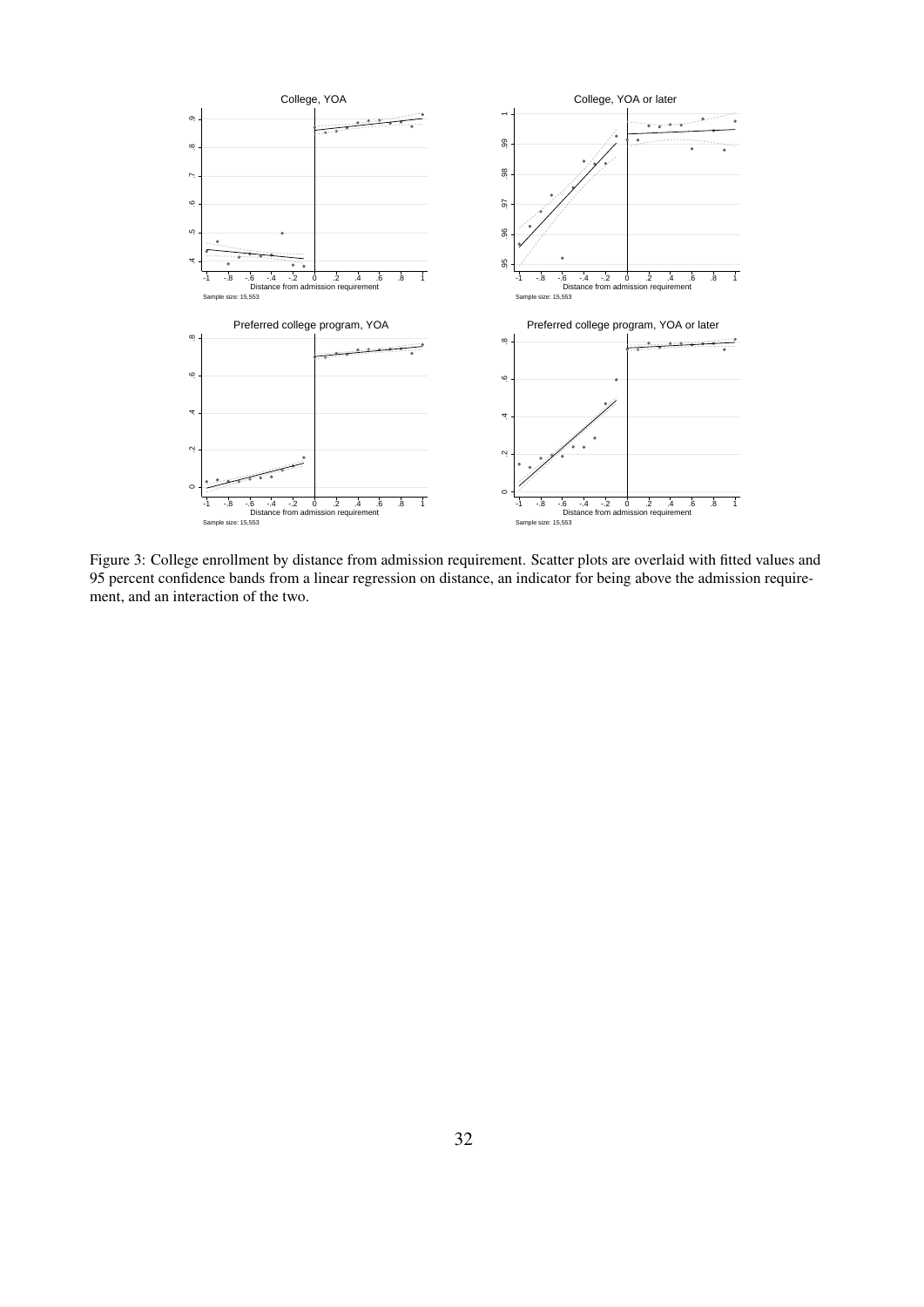Figure 3: College enrollment by distance from admission requirement. Scatter plots are overlaid with fitted values and 95 percent confidence bands from a linear regression on distance, an indicator for being above the admission requirement, and an interaction of the two.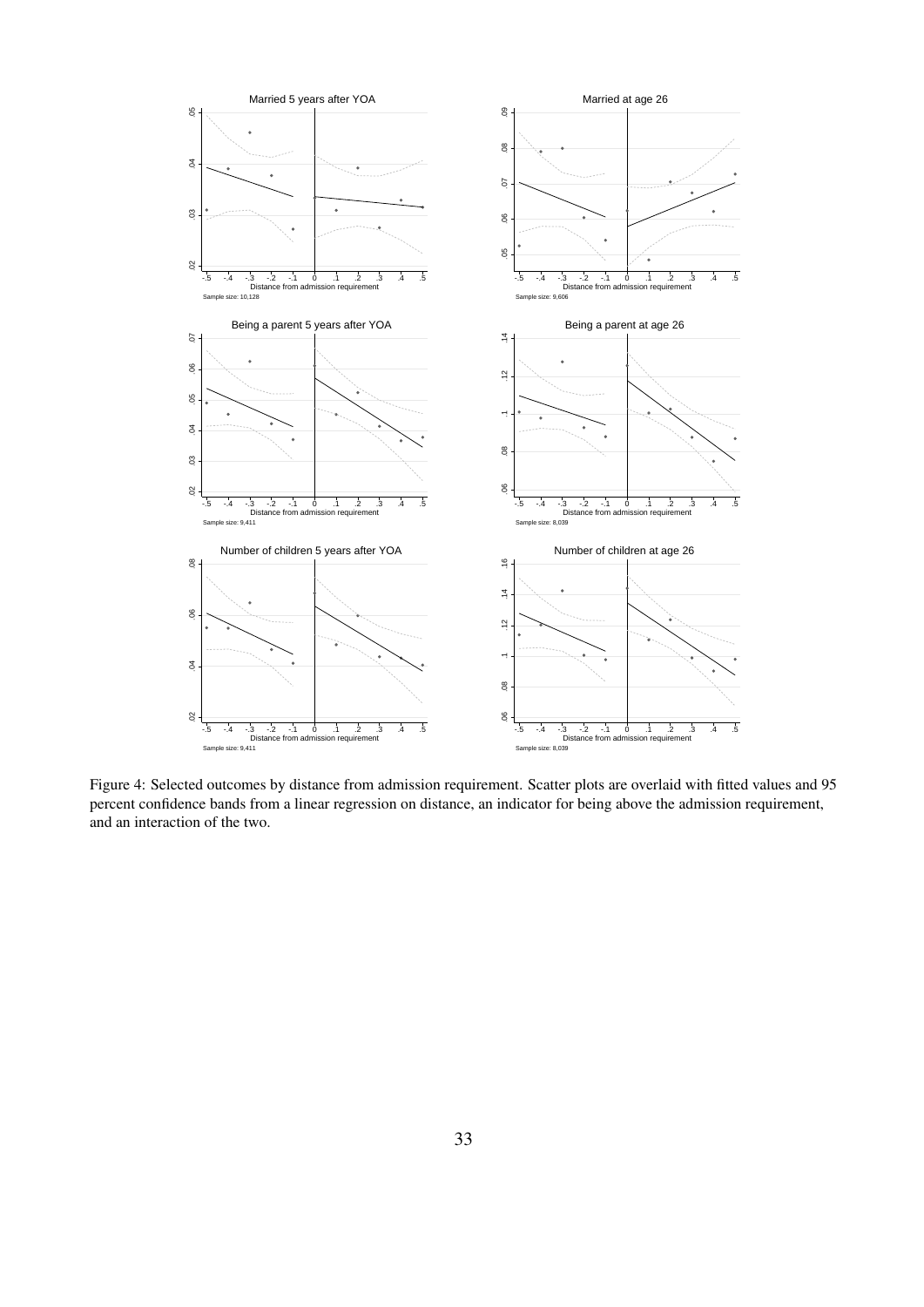Figure 4: Selected outcomes by distance from admission requirement. Scatter plots are overlaid with fitted values and 95 percent confidence bands from a linear regression on distance, an indicator for being above the admission requirement, and an interaction of the two.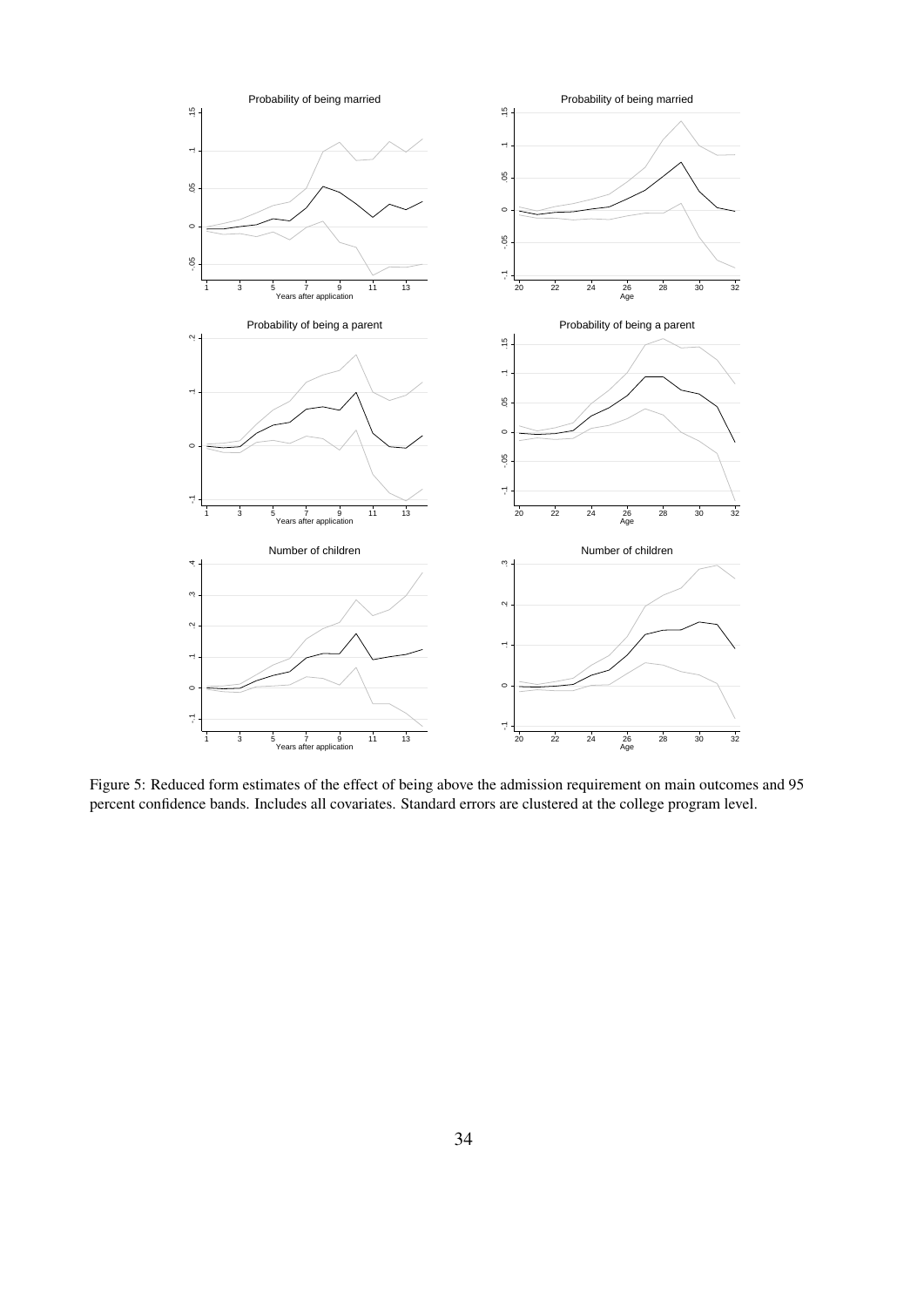Figure 5: Reduced form estimates of the effect of being above the admission requirement on main outcomes and 95 percent confidence bands. Includes all covariates. Standard errors are clustered at the college program level.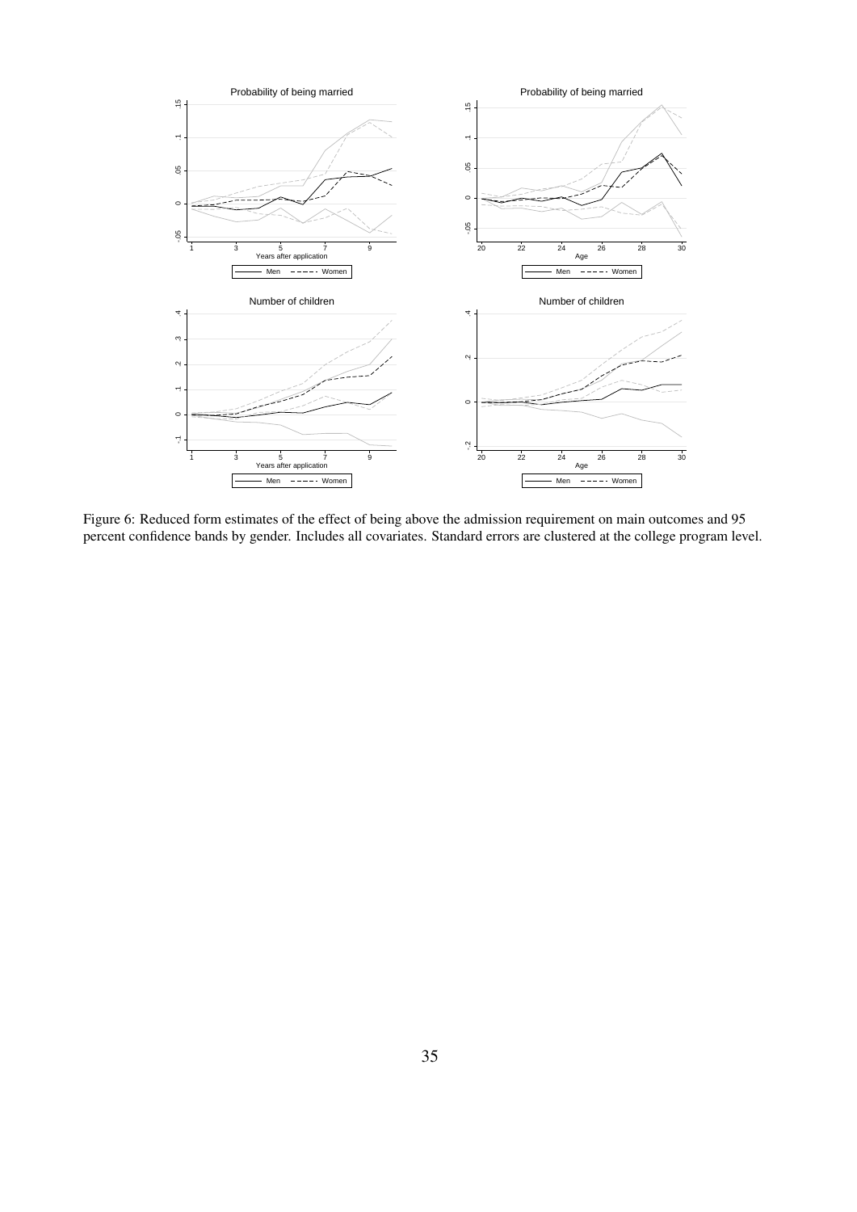Figure 6: Reduced form estimates of the effect of being above the admission requirement on main outcomes and 95 percent confidence bands by gender. Includes all covariates. Standard errors are clustered at the college program level.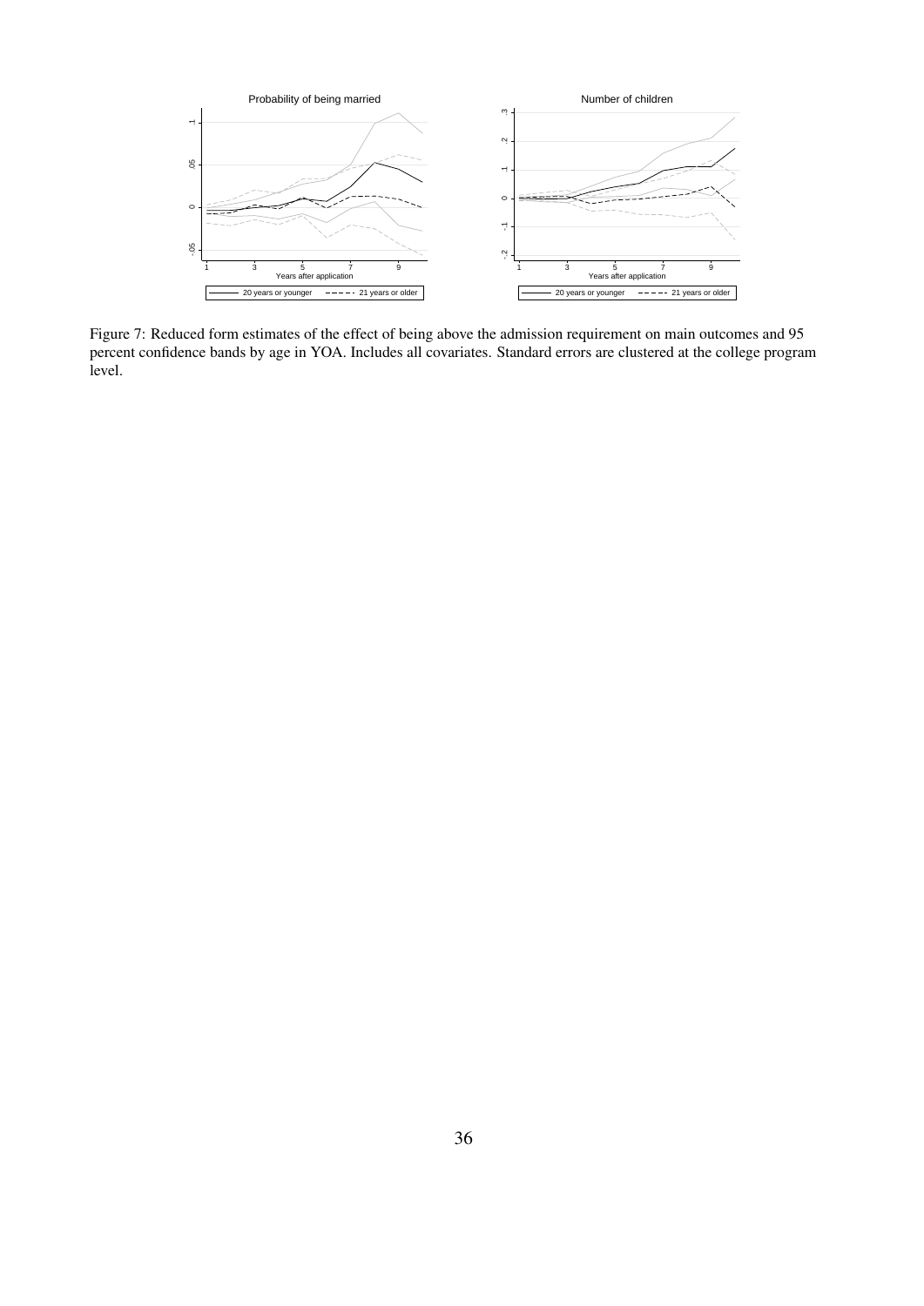Figure 7: Reduced form estimates of the effect of being above the admission requirement on main outcomes and 95 percent confidence bands by age in YOA. Includes all covariates. Standard errors are clustered at the college program level.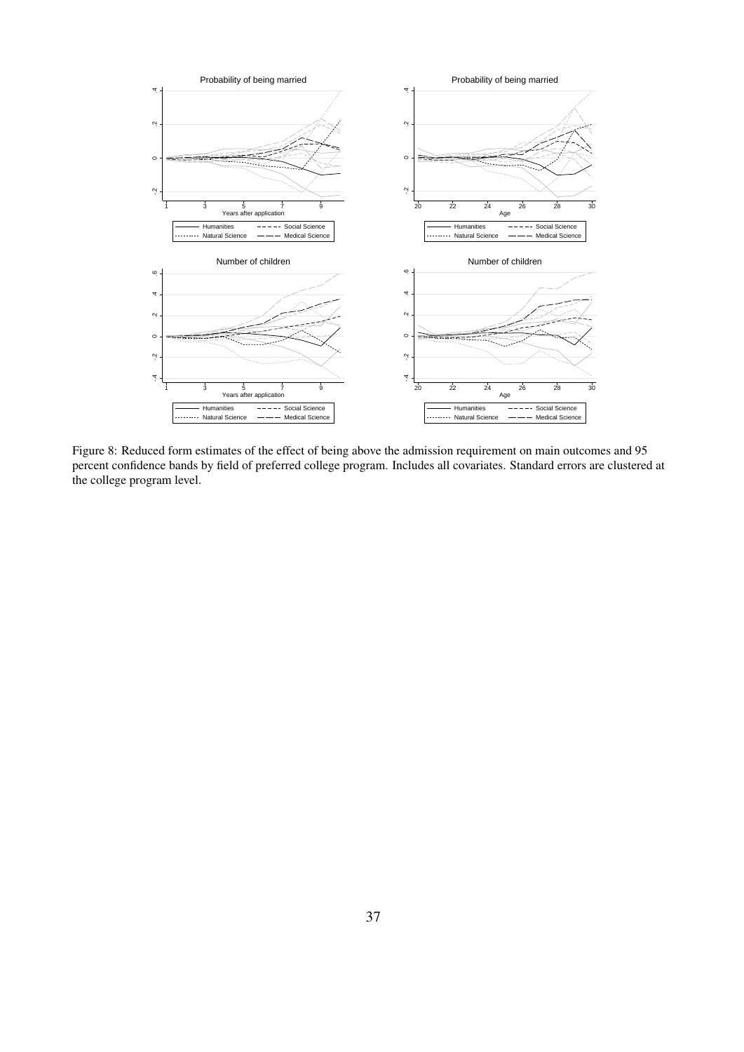Figure 8: Reduced form estimates of the effect of being above the admission requirement on main outcomes and 95 percent confidence bands by field of preferred college program. Includes all covariates. Standard errors are clustered at the college program level.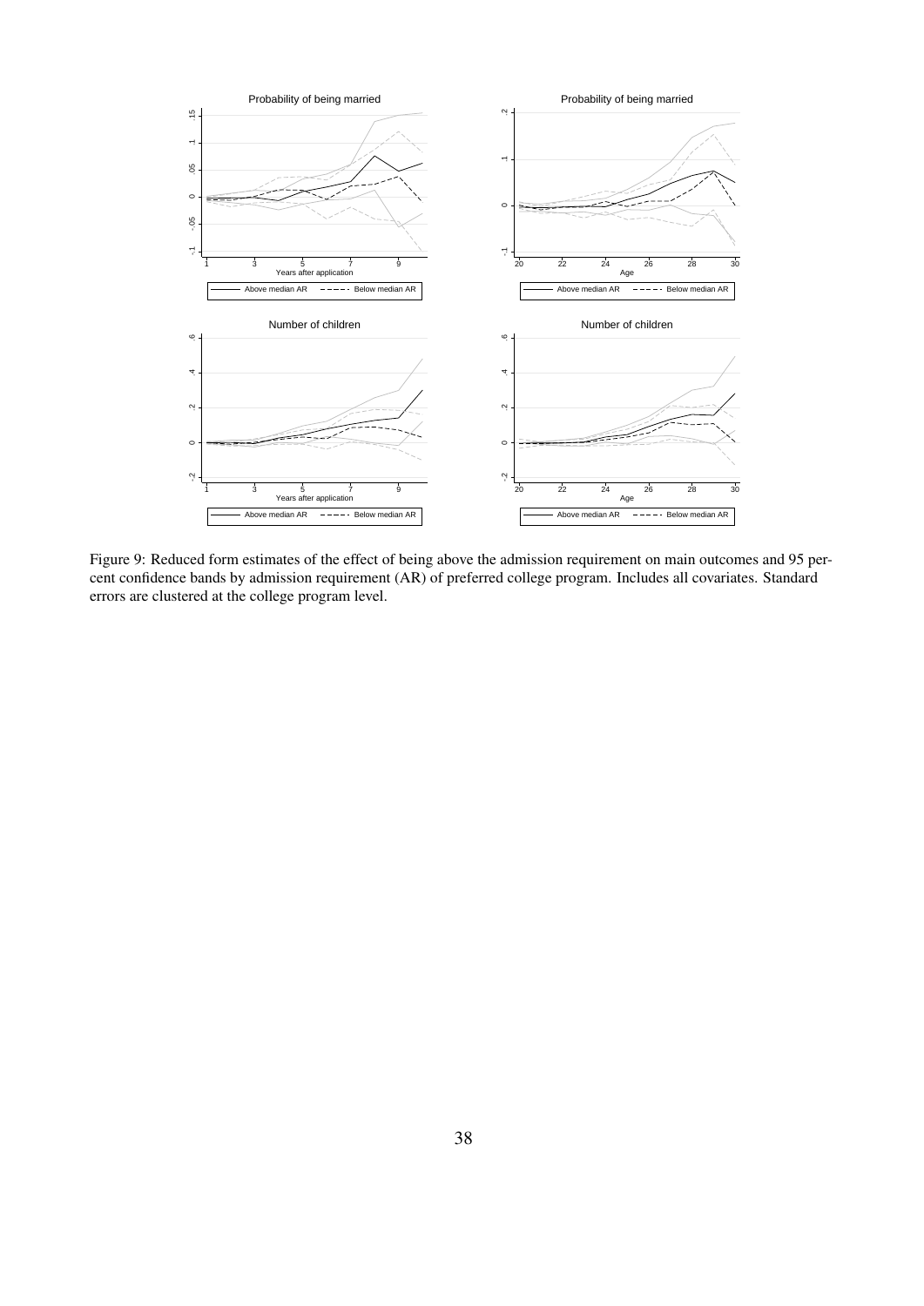Figure 9: Reduced form estimates of the effect of being above the admission requirement on main outcomes and 95 percent confidence bands by admission requirement (AR) of preferred college program. Includes all covariates. Standard errors are clustered at the college program level.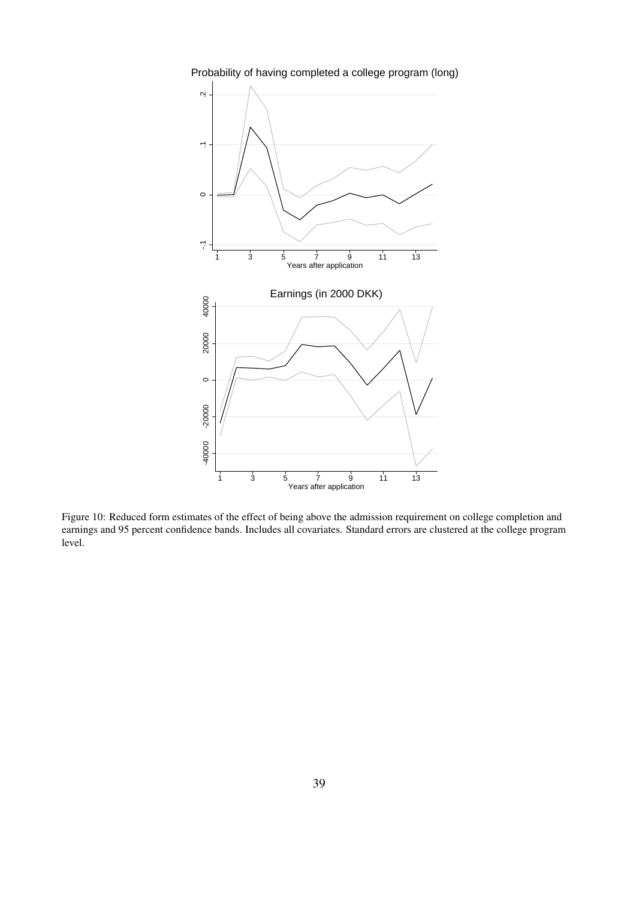Figure 10: Reduced form estimates of the effect of being above the admission requirement on college completion and earnings and 95 percent confidence bands. Includes all covariates. Standard errors are clustered at the college program level.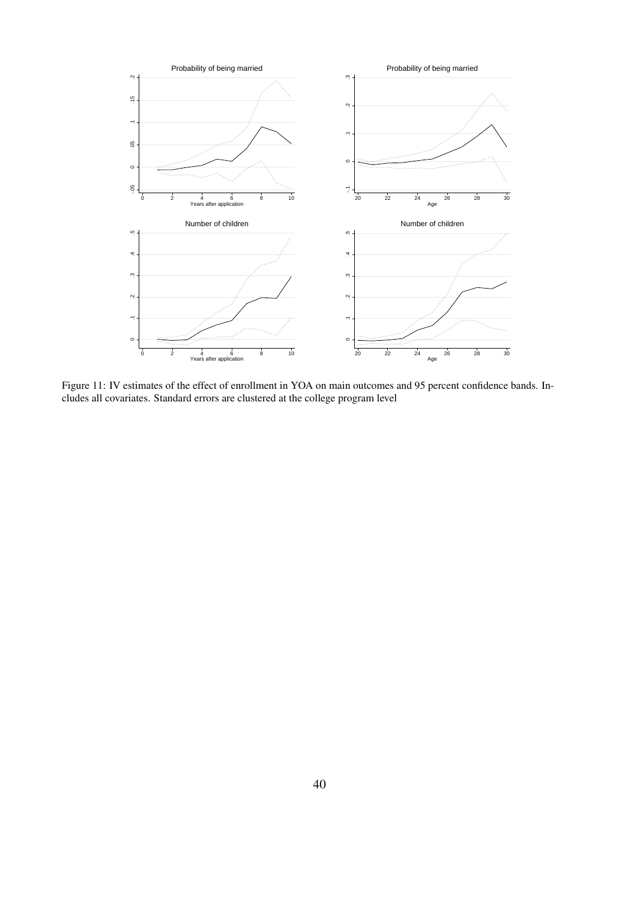Figure 11: IV estimates of the effect of enrollment in YOA on main outcomes and 95 percent confidence bands. Includes all covariates. Standard errors are clustered at the college program level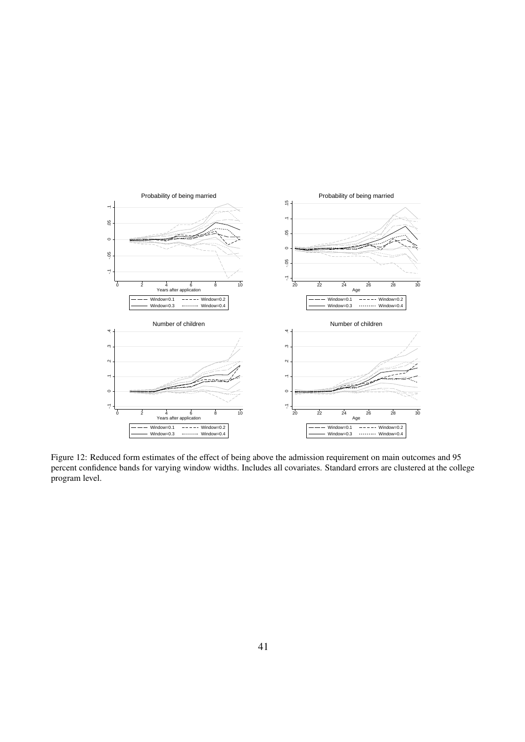Figure 12: Reduced form estimates of the effect of being above the admission requirement on main outcomes and 95 percent confidence bands for varying window widths. Includes all covariates. Standard errors are clustered at the college program level.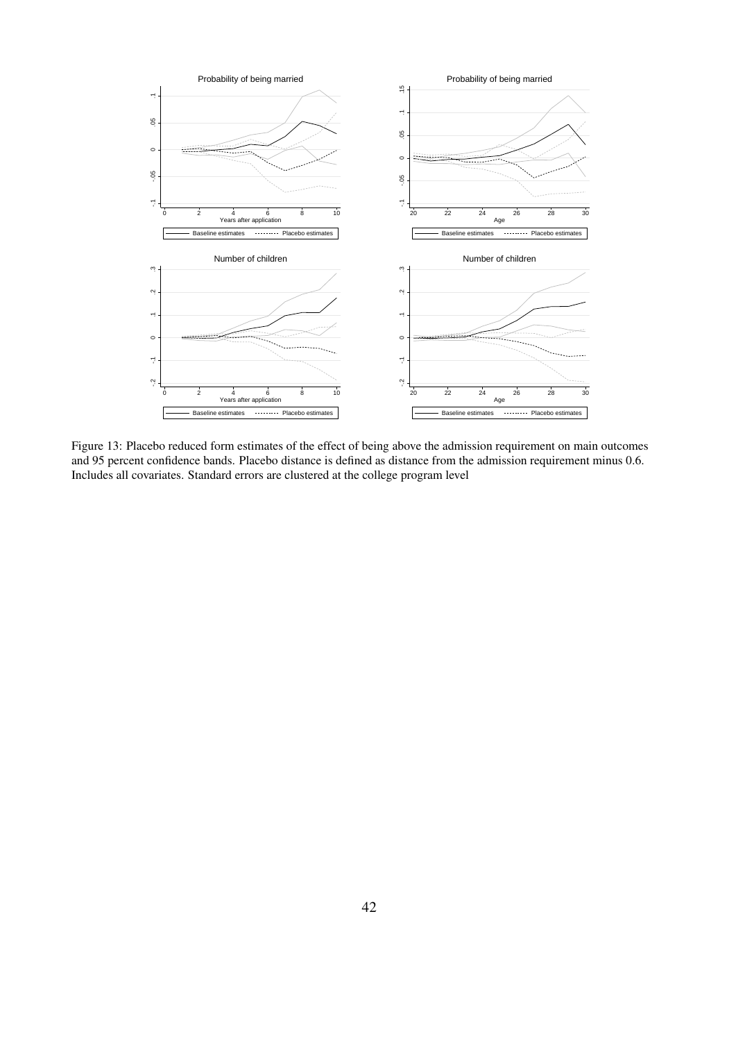Figure 13: Placebo reduced form estimates of the effect of being above the admission requirement on main outcomes and 95 percent confidence bands. Placebo distance is defined as distance from the admission requirement minus 0.6. Includes all covariates. Standard errors are clustered at the college program level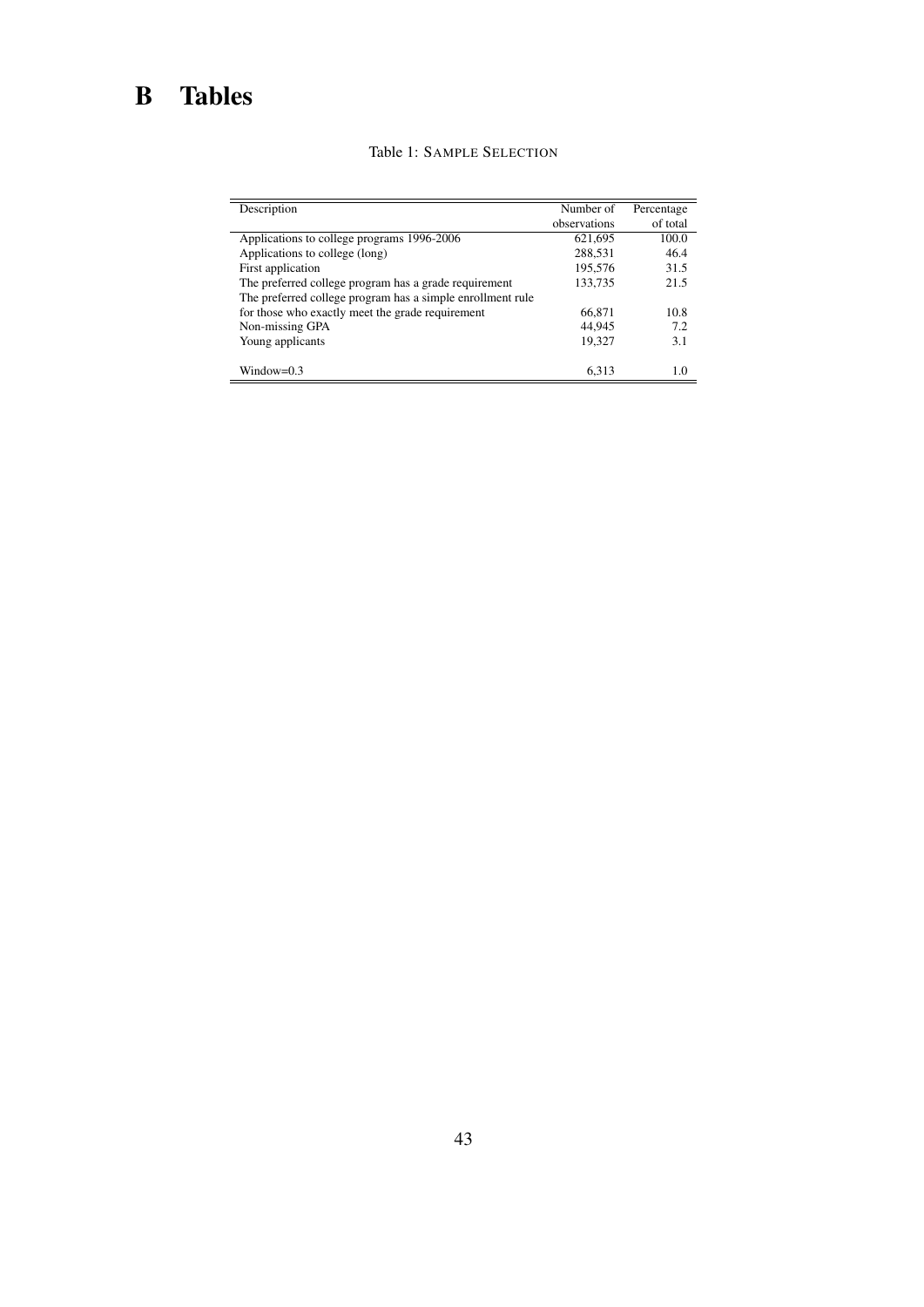# B Tables

Table 1: SAMPLE SELECTION

| Description | Number of observations | Percentage of total |
|---|---|---|
| Applications to college programs 1996-2006 | 621,695 | 100.0 |
| Applications to college (long) | 288,531 | 46.4 |
| First application | 195,576 | 31.5 |
| The preferred college program has a grade requirement | 133,735 | 21.5 |
| The preferred college program has a simple enrollment rule for those who exactly meet the grade requirement | 66,871 | 10.8 |
| Non-missing GPA | 44,945 | 7.2 |
| Young applicants | 19,327 | 3.1 |
| Window=0.3 | 6,313 | 1.0 |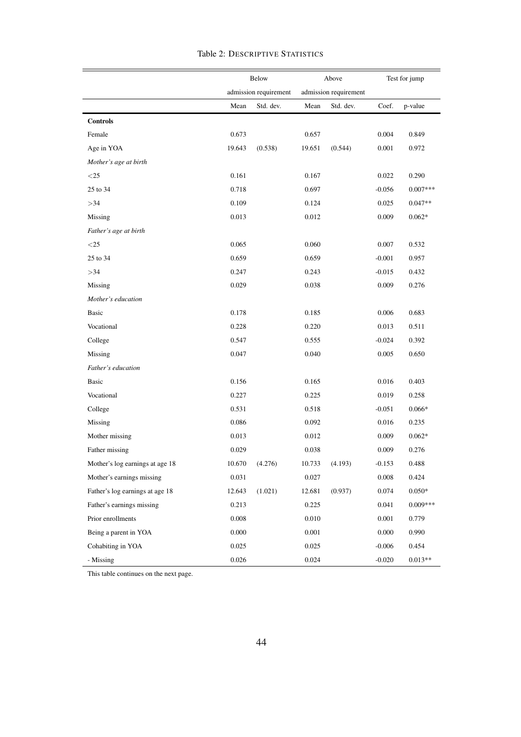Table 2: DESCRIPTIVE STATISTICS

| | Below admission requirement | | Above admission requirement | | Test for jump | |
|---|---|---|---|---|---|---|
| | Mean | Std. dev. | Mean | Std. dev. | Coef. | p-value |
| **Controls** | | | | | | |
| Female | 0.673 | | 0.657 | | 0.004 | 0.849 |
| Age in YOA | 19.643 | (0.538) | 19.651 | (0.544) | 0.001 | 0.972 |
| *Mother's age at birth* | | | | | | |
| <25 | 0.161 | | 0.167 | | 0.022 | 0.290 |
| 25 to 34 | 0.718 | | 0.697 | | -0.056 | 0.007*** |
| >34 | 0.109 | | 0.124 | | 0.025 | 0.047** |
| Missing | 0.013 | | 0.012 | | 0.009 | 0.062* |
| *Father's age at birth* | | | | | | |
| <25 | 0.065 | | 0.060 | | 0.007 | 0.532 |
| 25 to 34 | 0.659 | | 0.659 | | -0.001 | 0.957 |
| >34 | 0.247 | | 0.243 | | -0.015 | 0.432 |
| Missing | 0.029 | | 0.038 | | 0.009 | 0.276 |
| *Mother's education* | | | | | | |
| Basic | 0.178 | | 0.185 | | 0.006 | 0.683 |
| Vocational | 0.228 | | 0.220 | | 0.013 | 0.511 |
| College | 0.547 | | 0.555 | | -0.024 | 0.392 |
| Missing | 0.047 | | 0.040 | | 0.005 | 0.650 |
| *Father's education* | | | | | | |
| Basic | 0.156 | | 0.165 | | 0.016 | 0.403 |
| Vocational | 0.227 | | 0.225 | | 0.019 | 0.258 |
| College | 0.531 | | 0.518 | | -0.051 | 0.066* |
| Missing | 0.086 | | 0.092 | | 0.016 | 0.235 |
| Mother missing | 0.013 | | 0.012 | | 0.009 | 0.062* |
| Father missing | 0.029 | | 0.038 | | 0.009 | 0.276 |
| Mother's log earnings at age 18 | 10.670 | (4.276) | 10.733 | (4.193) | -0.153 | 0.488 |
| Mother's earnings missing | 0.031 | | 0.027 | | 0.008 | 0.424 |
| Father's log earnings at age 18 | 12.643 | (1.021) | 12.681 | (0.937) | 0.074 | 0.050* |
| Father's earnings missing | 0.213 | | 0.225 | | 0.041 | 0.009*** |
| Prior enrollments | 0.008 | | 0.010 | | 0.001 | 0.779 |
| Being a parent in YOA | 0.000 | | 0.001 | | 0.000 | 0.990 |
| Cohabiting in YOA | 0.025 | | 0.025 | | -0.006 | 0.454 |
| - Missing | 0.026 | | 0.024 | | -0.020 | 0.013** |

This table continues on the next page.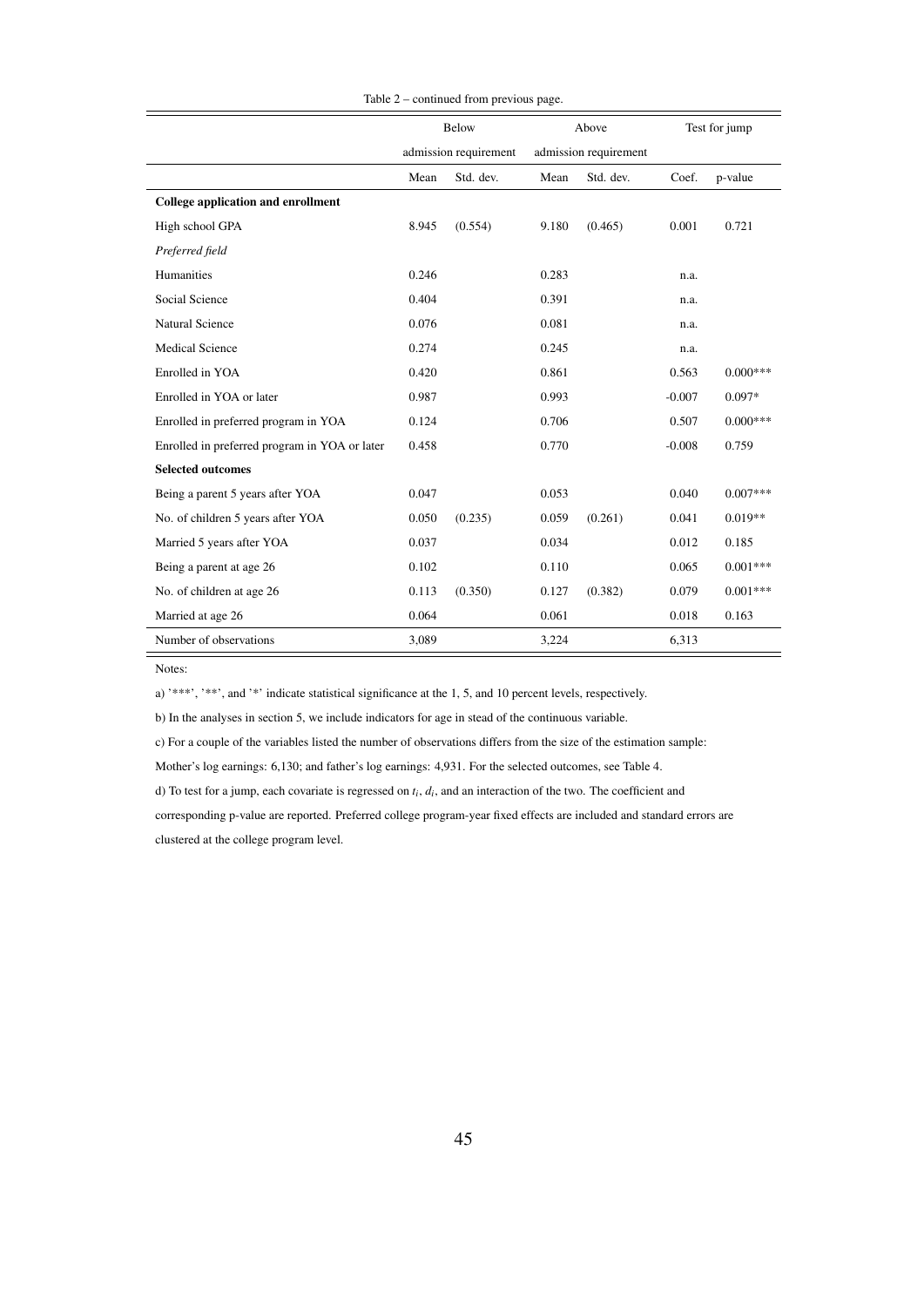Table 2 – continued from previous page.

| | Below admission requirement | | Above admission requirement | | Test for jump | |
|---|---|---|---|---|---|---|
| | Mean | Std. dev. | Mean | Std. dev. | Coef. | p-value |
| **College application and enrollment** | | | | | | |
| High school GPA | 8.945 | (0.554) | 9.180 | (0.465) | 0.001 | 0.721 |
| *Preferred field* | | | | | | |
| Humanities | 0.246 | | 0.283 | | n.a. | |
| Social Science | 0.404 | | 0.391 | | n.a. | |
| Natural Science | 0.076 | | 0.081 | | n.a. | |
| Medical Science | 0.274 | | 0.245 | | n.a. | |
| Enrolled in YOA | 0.420 | | 0.861 | | 0.563 | 0.000*** |
| Enrolled in YOA or later | 0.987 | | 0.993 | | -0.007 | 0.097* |
| Enrolled in preferred program in YOA | 0.124 | | 0.706 | | 0.507 | 0.000*** |
| Enrolled in preferred program in YOA or later | 0.458 | | 0.770 | | -0.008 | 0.759 |
| **Selected outcomes** | | | | | | |
| Being a parent 5 years after YOA | 0.047 | | 0.053 | | 0.040 | 0.007*** |
| No. of children 5 years after YOA | 0.050 | (0.235) | 0.059 | (0.261) | 0.041 | 0.019** |
| Married 5 years after YOA | 0.037 | | 0.034 | | 0.012 | 0.185 |
| Being a parent at age 26 | 0.102 | | 0.110 | | 0.065 | 0.001*** |
| No. of children at age 26 | 0.113 | (0.350) | 0.127 | (0.382) | 0.079 | 0.001*** |
| Married at age 26 | 0.064 | | 0.061 | | 0.018 | 0.163 |
| Number of observations | 3,089 | | 3,224 | | 6,313 | |

Notes:

a) '***', '**', and '*' indicate statistical significance at the 1, 5, and 10 percent levels, respectively.

b) In the analyses in section 5, we include indicators for age in stead of the continuous variable.

c) For a couple of the variables listed the number of observations differs from the size of the estimation sample: Mother's log earnings: 6,130; and father's log earnings: 4,931. For the selected outcomes, see Table 4.

d) To test for a jump, each covariate is regressed on $t_i$, $d_i$, and an interaction of the two. The coefficient and corresponding p-value are reported. Preferred college program-year fixed effects are included and standard errors are clustered at the college program level.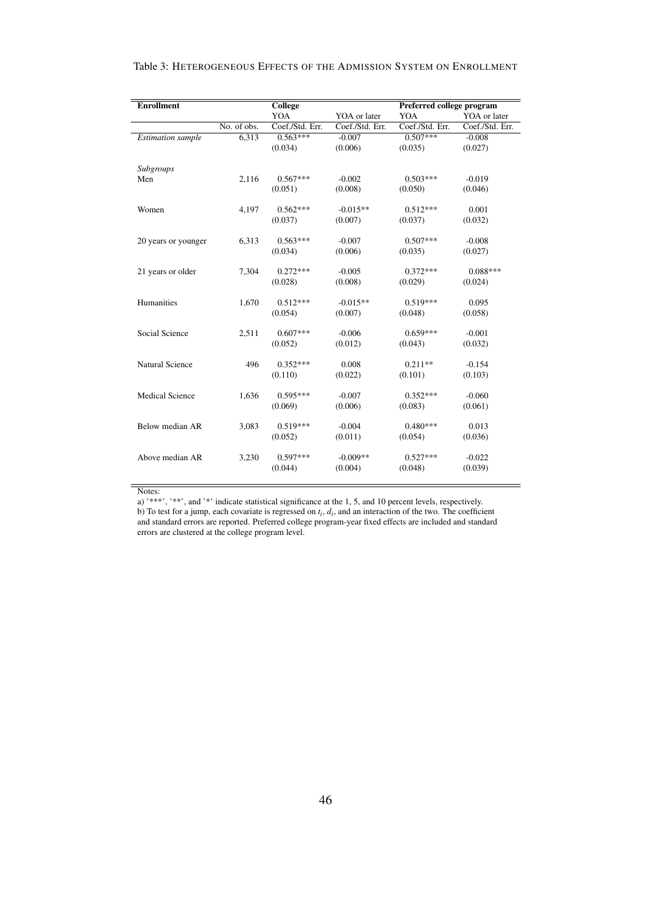Table 3: HETEROGENEOUS EFFECTS OF THE ADMISSION SYSTEM ON ENROLLMENT

| **Enrollment** | | **College** | | **Preferred college program** | |
|---|---|---|---|---|---|
| | | YOA | YOA or later | YOA | YOA or later |
| | No. of obs. | Coef./Std. Err. | Coef./Std. Err. | Coef./Std. Err. | Coef./Std. Err. |
| *Estimation sample* | 6,313 | 0.563*** | -0.007 | 0.507*** | -0.008 |
| | | (0.034) | (0.006) | (0.035) | (0.027) |
| *Subgroups* | | | | | |
| Men | 2,116 | 0.567*** | -0.002 | 0.503*** | -0.019 |
| | | (0.051) | (0.008) | (0.050) | (0.046) |
| Women | 4,197 | 0.562*** | -0.015** | 0.512*** | 0.001 |
| | | (0.037) | (0.007) | (0.037) | (0.032) |
| 20 years or younger | 6,313 | 0.563*** | -0.007 | 0.507*** | -0.008 |
| | | (0.034) | (0.006) | (0.035) | (0.027) |
| 21 years or older | 7,304 | 0.272*** | -0.005 | 0.372*** | 0.088*** |
| | | (0.028) | (0.008) | (0.029) | (0.024) |
| Humanities | 1,670 | 0.512*** | -0.015** | 0.519*** | 0.095 |
| | | (0.054) | (0.007) | (0.048) | (0.058) |
| Social Science | 2,511 | 0.607*** | -0.006 | 0.659*** | -0.001 |
| | | (0.052) | (0.012) | (0.043) | (0.032) |
| Natural Science | 496 | 0.352*** | 0.008 | 0.211** | -0.154 |
| | | (0.110) | (0.022) | (0.101) | (0.103) |
| Medical Science | 1,636 | 0.595*** | -0.007 | 0.352*** | -0.060 |
| | | (0.069) | (0.006) | (0.083) | (0.061) |
| Below median AR | 3,083 | 0.519*** | -0.004 | 0.480*** | 0.013 |
| | | (0.052) | (0.011) | (0.054) | (0.036) |
| Above median AR | 3,230 | 0.597*** | -0.009** | 0.527*** | -0.022 |
| | | (0.044) | (0.004) | (0.048) | (0.039) |

Notes:
a) '***', '**', and '*' indicate statistical significance at the 1, 5, and 10 percent levels, respectively.
b) To test for a jump, each covariate is regressed on $t_i$, $d_i$, and an interaction of the two. The coefficient and standard errors are reported. Preferred college program-year fixed effects are included and standard errors are clustered at the college program level.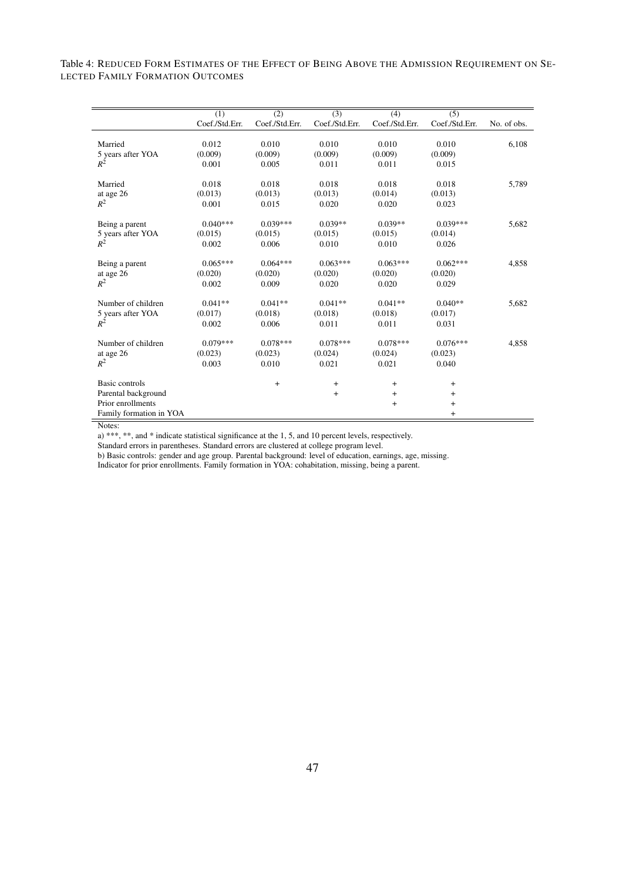Table 4: REDUCED FORM ESTIMATES OF THE EFFECT OF BEING ABOVE THE ADMISSION REQUIREMENT ON SELECTED FAMILY FORMATION OUTCOMES

| | (1) Coef./Std.Err. | (2) Coef./Std.Err. | (3) Coef./Std.Err. | (4) Coef./Std.Err. | (5) Coef./Std.Err. | No. of obs. |
|---|---|---|---|---|---|---|
| Married | 0.012 | 0.010 | 0.010 | 0.010 | 0.010 | 6,108 |
| 5 years after YOA | (0.009) | (0.009) | (0.009) | (0.009) | (0.009) | |
| $R^2$ | 0.001 | 0.005 | 0.011 | 0.011 | 0.015 | |
| Married | 0.018 | 0.018 | 0.018 | 0.018 | 0.018 | 5,789 |
| at age 26 | (0.013) | (0.013) | (0.013) | (0.014) | (0.013) | |
| $R^2$ | 0.001 | 0.015 | 0.020 | 0.020 | 0.023 | |
| Being a parent | 0.040*** | 0.039*** | 0.039** | 0.039** | 0.039*** | 5,682 |
| 5 years after YOA | (0.015) | (0.015) | (0.015) | (0.015) | (0.014) | |
| $R^2$ | 0.002 | 0.006 | 0.010 | 0.010 | 0.026 | |
| Being a parent | 0.065*** | 0.064*** | 0.063*** | 0.063*** | 0.062*** | 4,858 |
| at age 26 | (0.020) | (0.020) | (0.020) | (0.020) | (0.020) | |
| $R^2$ | 0.002 | 0.009 | 0.020 | 0.020 | 0.029 | |
| Number of children | 0.041** | 0.041** | 0.041** | 0.041** | 0.040** | 5,682 |
| 5 years after YOA | (0.017) | (0.018) | (0.018) | (0.018) | (0.017) | |
| $R^2$ | 0.002 | 0.006 | 0.011 | 0.011 | 0.031 | |
| Number of children | 0.079*** | 0.078*** | 0.078*** | 0.078*** | 0.076*** | 4,858 |
| at age 26 | (0.023) | (0.023) | (0.024) | (0.024) | (0.023) | |
| $R^2$ | 0.003 | 0.010 | 0.021 | 0.021 | 0.040 | |
| Basic controls | | + | + | + | + | |
| Parental background | | | + | + | + | |
| Prior enrollments | | | | + | + | |
| Family formation in YOA | | | | | + | |

Notes:

a) ***, **, and * indicate statistical significance at the 1, 5, and 10 percent levels, respectively.

Standard errors in parentheses. Standard errors are clustered at college program level.

b) Basic controls: gender and age group. Parental background: level of education, earnings, age, missing.

Indicator for prior enrollments. Family formation in YOA: cohabitation, missing, being a parent.